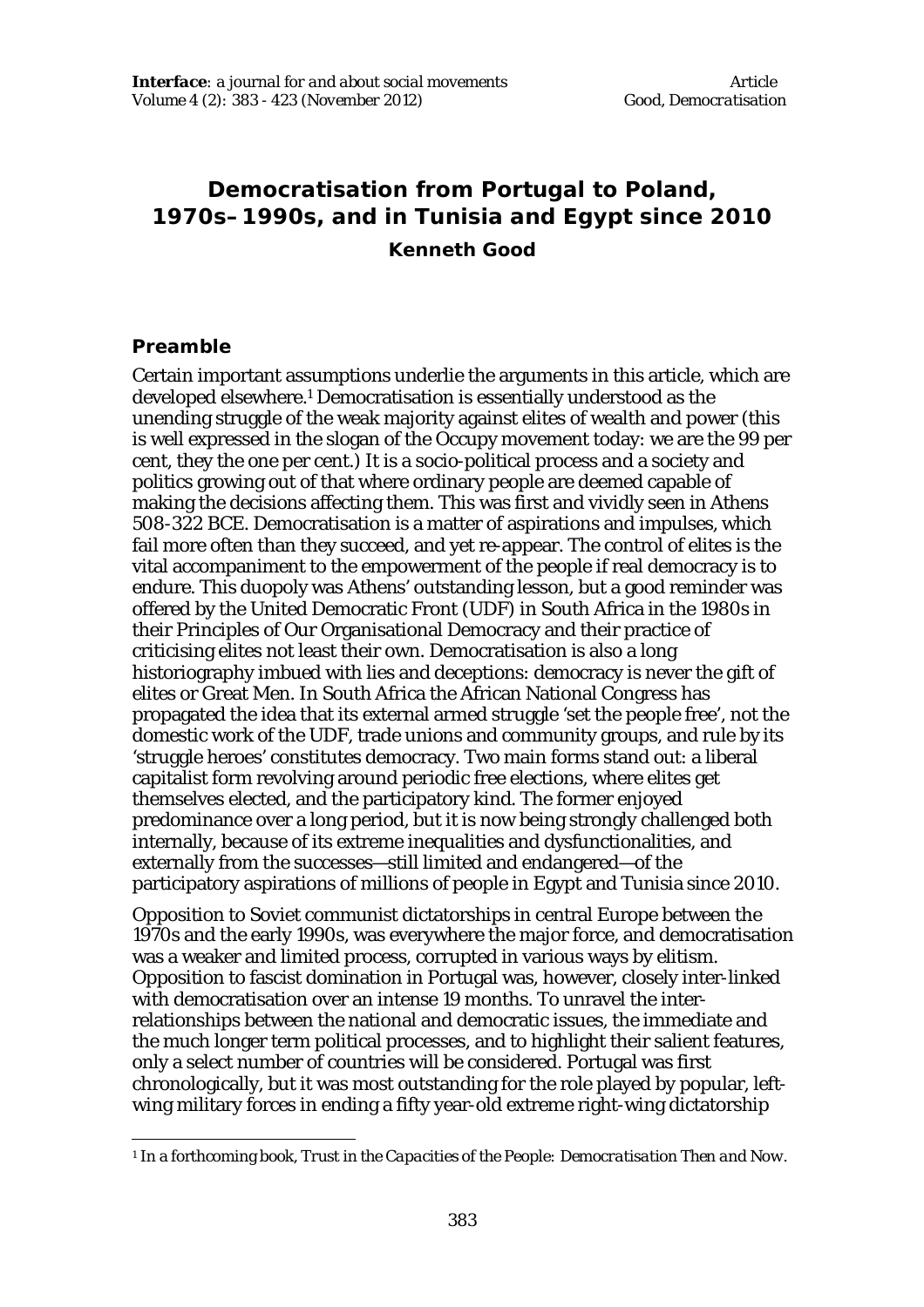# Democratisation from Portugal to Poland, 1970s–1990s, and in Tunisia and Egypt since 2010

**Kenneth Good**

## Preamble

Certain important assumptions underlie the arguments in this article, which are developed elsewhere.[1] Democratisation is essentially understood as the unending struggle of the weak majority against elites of wealth and power (this is well expressed in the slogan of the Occupy movement today: we are the 99 per cent, they the one per cent.) It is a socio-political process and a society and politics growing out of that where ordinary people are deemed capable of making the decisions affecting them. This was first and vividly seen in Athens 508-322 BCE. Democratisation is a matter of aspirations and impulses, which fail more often than they succeed, and yet re-appear. The control of elites is the vital accompaniment to the empowerment of the people if real democracy is to endure. This duopoly was Athens' outstanding lesson, but a good reminder was offered by the United Democratic Front (UDF) in South Africa in the 1980s in their Principles of Our Organisational Democracy and their practice of criticising elites not least their own. Democratisation is also a long historiography imbued with lies and deceptions: democracy is never the gift of elites or Great Men. In South Africa the African National Congress has propagated the idea that its external armed struggle 'set the people free', not the domestic work of the UDF, trade unions and community groups, and rule by its 'struggle heroes' constitutes democracy. Two main forms stand out: a liberal capitalist form revolving around periodic free elections, where elites get themselves elected, and the participatory kind. The former enjoyed predominance over a long period, but it is now being strongly challenged both internally, because of its extreme inequalities and dysfunctionalities, and externally from the successes—still limited and endangered—of the participatory aspirations of millions of people in Egypt and Tunisia since 2010.

Opposition to Soviet communist dictatorships in central Europe between the 1970s and the early 1990s, was everywhere the major force, and democratisation was a weaker and limited process, corrupted in various ways by elitism. Opposition to fascist domination in Portugal was, however, closely inter-linked with democratisation over an intense 19 months. To unravel the inter-relationships between the national and democratic issues, the immediate and the much longer term political processes, and to highlight their salient features, only a select number of countries will be considered. Portugal was first chronologically, but it was most outstanding for the role played by popular, left-wing military forces in ending a fifty year-old extreme right-wing dictatorship

[1] In a forthcoming book, *Trust in the Capacities of the People: Democratisation Then and Now*.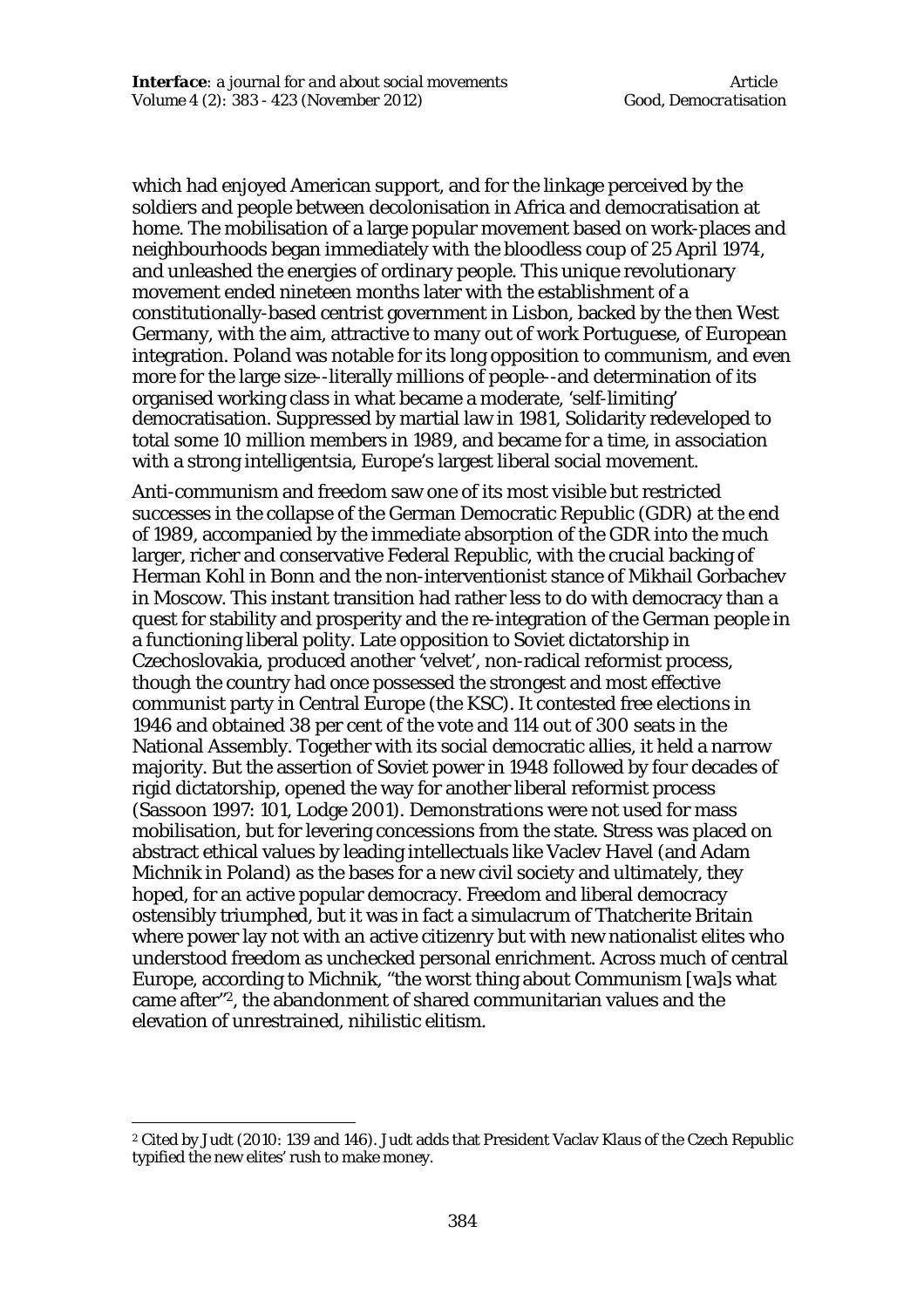which had enjoyed American support, and for the linkage perceived by the soldiers and people between decolonisation in Africa and democratisation at home. The mobilisation of a large popular movement based on work-places and neighbourhoods began immediately with the bloodless coup of 25 April 1974, and unleashed the energies of ordinary people. This unique revolutionary movement ended nineteen months later with the establishment of a constitutionally-based centrist government in Lisbon, backed by the then West Germany, with the aim, attractive to many out of work Portuguese, of European integration. Poland was notable for its long opposition to communism, and even more for the large size--literally millions of people--and determination of its organised working class in what became a moderate, 'self-limiting' democratisation. Suppressed by martial law in 1981, Solidarity redeveloped to total some 10 million members in 1989, and became for a time, in association with a strong intelligentsia, Europe's largest liberal social movement.

Anti-communism and freedom saw one of its most visible but restricted successes in the collapse of the German Democratic Republic (GDR) at the end of 1989, accompanied by the immediate absorption of the GDR into the much larger, richer and conservative Federal Republic, with the crucial backing of Herman Kohl in Bonn and the non-interventionist stance of Mikhail Gorbachev in Moscow. This instant transition had rather less to do with democracy than a quest for stability and prosperity and the re-integration of the German people in a functioning liberal polity. Late opposition to Soviet dictatorship in Czechoslovakia, produced another 'velvet', non-radical reformist process, though the country had once possessed the strongest and most effective communist party in Central Europe (the KSC). It contested free elections in 1946 and obtained 38 per cent of the vote and 114 out of 300 seats in the National Assembly. Together with its social democratic allies, it held a narrow majority. But the assertion of Soviet power in 1948 followed by four decades of rigid dictatorship, opened the way for another liberal reformist process (Sassoon 1997: 101, Lodge 2001). Demonstrations were not used for mass mobilisation, but for levering concessions from the state. Stress was placed on abstract ethical values by leading intellectuals like Vaclev Havel (and Adam Michnik in Poland) as the bases for a new civil society and ultimately, they hoped, for an active popular democracy. Freedom and liberal democracy ostensibly triumphed, but it was in fact a simulacrum of Thatcherite Britain where power lay not with an active citizenry but with new nationalist elites who understood freedom as unchecked personal enrichment. Across much of central Europe, according to Michnik, "the worst thing about Communism [wa]s what came after"[2], the abandonment of shared communitarian values and the elevation of unrestrained, nihilistic elitism.

[2] Cited by Judt (2010: 139 and 146). Judt adds that President Vaclav Klaus of the Czech Republic typified the new elites' rush to make money.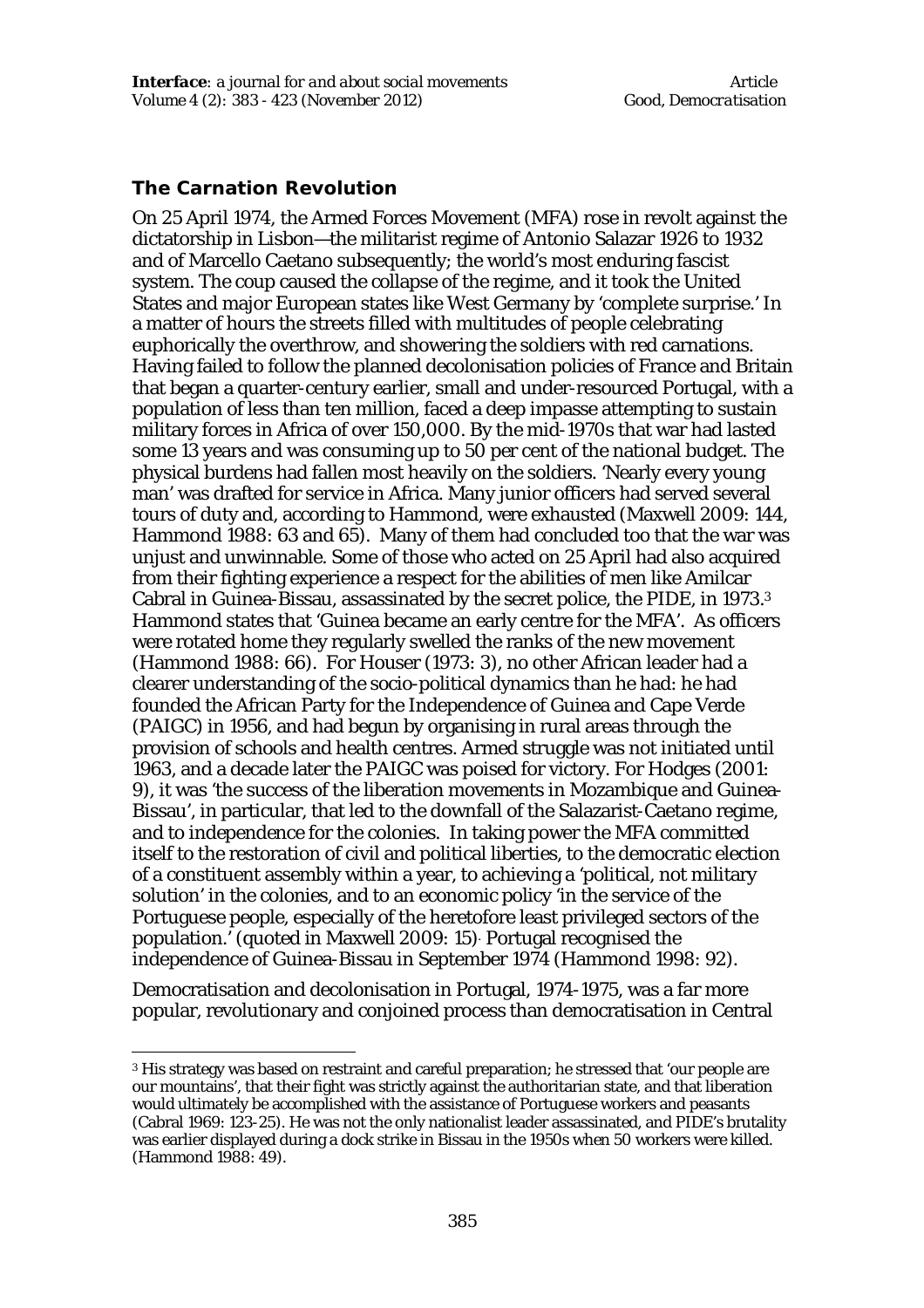## The Carnation Revolution

On 25 April 1974, the Armed Forces Movement (MFA) rose in revolt against the dictatorship in Lisbon—the militarist regime of Antonio Salazar 1926 to 1932 and of Marcello Caetano subsequently; the world's most enduring fascist system. The coup caused the collapse of the regime, and it took the United States and major European states like West Germany by 'complete surprise.' In a matter of hours the streets filled with multitudes of people celebrating euphorically the overthrow, and showering the soldiers with red carnations. Having failed to follow the planned decolonisation policies of France and Britain that began a quarter-century earlier, small and under-resourced Portugal, with a population of less than ten million, faced a deep impasse attempting to sustain military forces in Africa of over 150,000. By the mid-1970s that war had lasted some 13 years and was consuming up to 50 per cent of the national budget. The physical burdens had fallen most heavily on the soldiers. 'Nearly every young man' was drafted for service in Africa. Many junior officers had served several tours of duty and, according to Hammond, were exhausted (Maxwell 2009: 144, Hammond 1988: 63 and 65). Many of them had concluded too that the war was unjust and unwinnable. Some of those who acted on 25 April had also acquired from their fighting experience a respect for the abilities of men like Amilcar Cabral in Guinea-Bissau, assassinated by the secret police, the PIDE, in 1973.[3] Hammond states that 'Guinea became an early centre for the MFA'. As officers were rotated home they regularly swelled the ranks of the new movement (Hammond 1988: 66). For Houser (1973: 3), no other African leader had a clearer understanding of the socio-political dynamics than he had: he had founded the African Party for the Independence of Guinea and Cape Verde (PAIGC) in 1956, and had begun by organising in rural areas through the provision of schools and health centres. Armed struggle was not initiated until 1963, and a decade later the PAIGC was poised for victory. For Hodges (2001: 9), it was 'the success of the liberation movements in Mozambique and Guinea-Bissau', in particular, that led to the downfall of the Salazarist-Caetano regime, and to independence for the colonies. In taking power the MFA committed itself to the restoration of civil and political liberties, to the democratic election of a constituent assembly within a year, to achieving a 'political, not military solution' in the colonies, and to an economic policy 'in the service of the Portuguese people, especially of the heretofore least privileged sectors of the population.' (quoted in Maxwell 2009: 15). Portugal recognised the independence of Guinea-Bissau in September 1974 (Hammond 1998: 92).

Democratisation and decolonisation in Portugal, 1974-1975, was a far more popular, revolutionary and conjoined process than democratisation in Central

---

[3] His strategy was based on restraint and careful preparation; he stressed that 'our people are our mountains', that their fight was strictly against the authoritarian state, and that liberation would ultimately be accomplished with the assistance of Portuguese workers and peasants (Cabral 1969: 123-25). He was not the only nationalist leader assassinated, and PIDE's brutality was earlier displayed during a dock strike in Bissau in the 1950s when 50 workers were killed. (Hammond 1988: 49).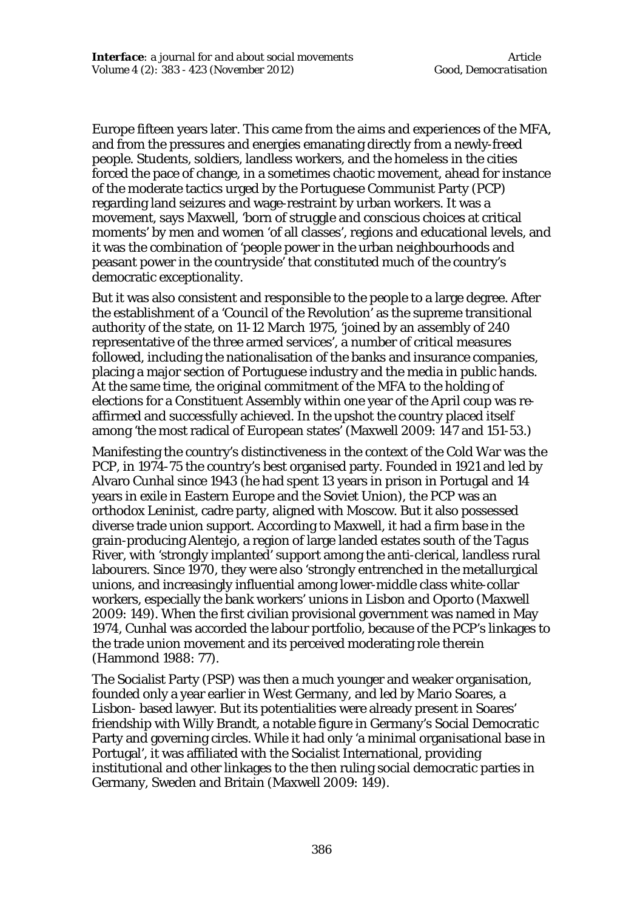Europe fifteen years later. This came from the aims and experiences of the MFA, and from the pressures and energies emanating directly from a newly-freed people. Students, soldiers, landless workers, and the homeless in the cities forced the pace of change, in a sometimes chaotic movement, ahead for instance of the moderate tactics urged by the Portuguese Communist Party (PCP) regarding land seizures and wage-restraint by urban workers. It was a movement, says Maxwell, 'born of struggle and conscious choices at critical moments' by men and women 'of all classes', regions and educational levels, and it was the combination of 'people power in the urban neighbourhoods and peasant power in the countryside' that constituted much of the country's democratic exceptionality.

But it was also consistent and responsible to the people to a large degree. After the establishment of a 'Council of the Revolution' as the supreme transitional authority of the state, on 11-12 March 1975, 'joined by an assembly of 240 representative of the three armed services', a number of critical measures followed, including the nationalisation of the banks and insurance companies, placing a major section of Portuguese industry and the media in public hands. At the same time, the original commitment of the MFA to the holding of elections for a Constituent Assembly within one year of the April coup was re-affirmed and successfully achieved. In the upshot the country placed itself among 'the most radical of European states' (Maxwell 2009: 147 and 151-53.)

Manifesting the country's distinctiveness in the context of the Cold War was the PCP, in 1974-75 the country's best organised party. Founded in 1921 and led by Alvaro Cunhal since 1943 (he had spent 13 years in prison in Portugal and 14 years in exile in Eastern Europe and the Soviet Union), the PCP was an orthodox Leninist, cadre party, aligned with Moscow. But it also possessed diverse trade union support. According to Maxwell, it had a firm base in the grain-producing Alentejo, a region of large landed estates south of the Tagus River, with 'strongly implanted' support among the anti-clerical, landless rural labourers. Since 1970, they were also 'strongly entrenched in the metallurgical unions, and increasingly influential among lower-middle class white-collar workers, especially the bank workers' unions in Lisbon and Oporto (Maxwell 2009: 149). When the first civilian provisional government was named in May 1974, Cunhal was accorded the labour portfolio, because of the PCP's linkages to the trade union movement and its perceived moderating role therein (Hammond 1988: 77).

The Socialist Party (PSP) was then a much younger and weaker organisation, founded only a year earlier in West Germany, and led by Mario Soares, a Lisbon- based lawyer. But its potentialities were already present in Soares' friendship with Willy Brandt, a notable figure in Germany's Social Democratic Party and governing circles. While it had only 'a minimal organisational base in Portugal', it was affiliated with the Socialist International, providing institutional and other linkages to the then ruling social democratic parties in Germany, Sweden and Britain (Maxwell 2009: 149).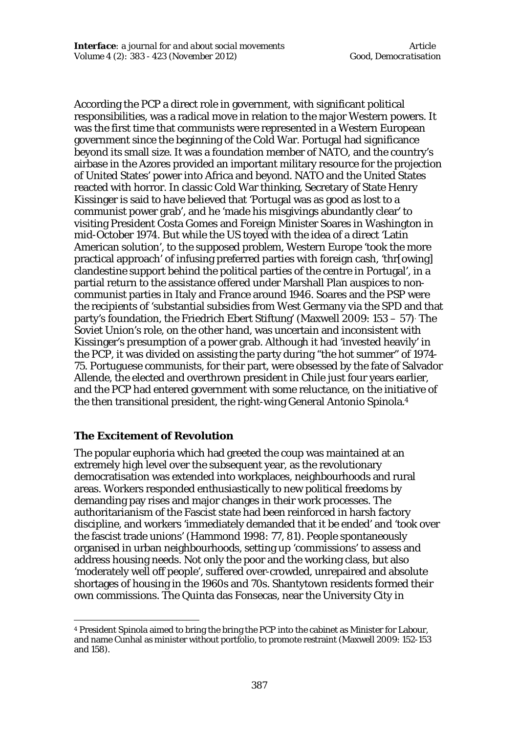According the PCP a direct role in government, with significant political responsibilities, was a radical move in relation to the major Western powers. It was the first time that communists were represented in a Western European government since the beginning of the Cold War. Portugal had significance beyond its small size. It was a foundation member of NATO, and the country's airbase in the Azores provided an important military resource for the projection of United States' power into Africa and beyond. NATO and the United States reacted with horror. In classic Cold War thinking, Secretary of State Henry Kissinger is said to have believed that 'Portugal was as good as lost to a communist power grab', and he 'made his misgivings abundantly clear' to visiting President Costa Gomes and Foreign Minister Soares in Washington in mid-October 1974. But while the US toyed with the idea of a direct 'Latin American solution', to the supposed problem, Western Europe 'took the more practical approach' of infusing preferred parties with foreign cash, 'thr[owing] clandestine support behind the political parties of the centre in Portugal', in a partial return to the assistance offered under Marshall Plan auspices to non-communist parties in Italy and France around 1946. Soares and the PSP were the recipients of 'substantial subsidies from West Germany via the SPD and that party's foundation, the Friedrich Ebert Stiftung' (Maxwell 2009: 153 – 57). The Soviet Union's role, on the other hand, was uncertain and inconsistent with Kissinger's presumption of a power grab. Although it had 'invested heavily' in the PCP, it was divided on assisting the party during "the hot summer" of 1974-75. Portuguese communists, for their part, were obsessed by the fate of Salvador Allende, the elected and overthrown president in Chile just four years earlier, and the PCP had entered government with some reluctance, on the initiative of the then transitional president, the right-wing General Antonio Spinola.[4]

## The Excitement of Revolution

The popular euphoria which had greeted the coup was maintained at an extremely high level over the subsequent year, as the revolutionary democratisation was extended into workplaces, neighbourhoods and rural areas. Workers responded enthusiastically to new political freedoms by demanding pay rises and major changes in their work processes. The authoritarianism of the Fascist state had been reinforced in harsh factory discipline, and workers 'immediately demanded that it be ended' and 'took over the fascist trade unions' (Hammond 1998: 77, 81). People spontaneously organised in urban neighbourhoods, setting up 'commissions' to assess and address housing needs. Not only the poor and the working class, but also 'moderately well off people', suffered over-crowded, unrepaired and absolute shortages of housing in the 1960s and 70s. Shantytown residents formed their own commissions. The Quinta das Fonsecas, near the University City in

---

[4] President Spinola aimed to bring the bring the PCP into the cabinet as Minister for Labour, and name Cunhal as minister without portfolio, to promote restraint (Maxwell 2009: 152-153 and 158).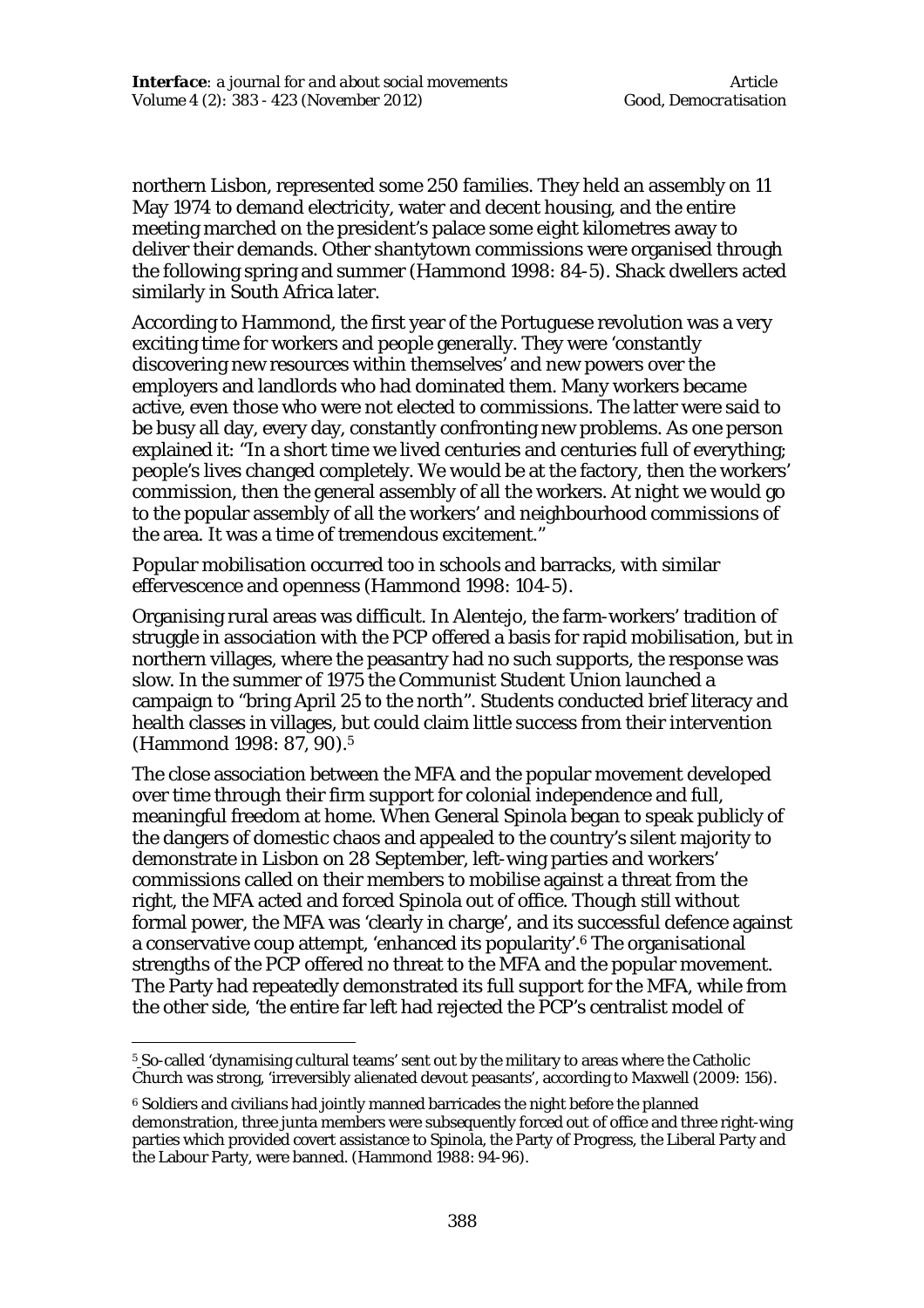northern Lisbon, represented some 250 families. They held an assembly on 11 May 1974 to demand electricity, water and decent housing, and the entire meeting marched on the president's palace some eight kilometres away to deliver their demands. Other shantytown commissions were organised through the following spring and summer (Hammond 1998: 84-5). Shack dwellers acted similarly in South Africa later.

According to Hammond, the first year of the Portuguese revolution was a very exciting time for workers and people generally. They were 'constantly discovering new resources within themselves' and new powers over the employers and landlords who had dominated them. Many workers became active, even those who were not elected to commissions. The latter were said to be busy all day, every day, constantly confronting new problems. As one person explained it: "In a short time we lived centuries and centuries full of everything; people's lives changed completely. We would be at the factory, then the workers' commission, then the general assembly of all the workers. At night we would go to the popular assembly of all the workers' and neighbourhood commissions of the area. It was a time of tremendous excitement."

Popular mobilisation occurred too in schools and barracks, with similar effervescence and openness (Hammond 1998: 104-5).

Organising rural areas was difficult. In Alentejo, the farm-workers' tradition of struggle in association with the PCP offered a basis for rapid mobilisation, but in northern villages, where the peasantry had no such supports, the response was slow. In the summer of 1975 the Communist Student Union launched a campaign to "bring April 25 to the north". Students conducted brief literacy and health classes in villages, but could claim little success from their intervention (Hammond 1998: 87, 90).[5]

The close association between the MFA and the popular movement developed over time through their firm support for colonial independence and full, meaningful freedom at home. When General Spinola began to speak publicly of the dangers of domestic chaos and appealed to the country's silent majority to demonstrate in Lisbon on 28 September, left-wing parties and workers' commissions called on their members to mobilise against a threat from the right, the MFA acted and forced Spinola out of office. Though still without formal power, the MFA was 'clearly in charge', and its successful defence against a conservative coup attempt, 'enhanced its popularity'.[6] The organisational strengths of the PCP offered no threat to the MFA and the popular movement. The Party had repeatedly demonstrated its full support for the MFA, while from the other side, 'the entire far left had rejected the PCP's centralist model of

---

[5] So-called 'dynamising cultural teams' sent out by the military to areas where the Catholic Church was strong, 'irreversibly alienated devout peasants', according to Maxwell (2009: 156).

[6] Soldiers and civilians had jointly manned barricades the night before the planned demonstration, three junta members were subsequently forced out of office and three right-wing parties which provided covert assistance to Spinola, the Party of Progress, the Liberal Party and the Labour Party, were banned. (Hammond 1988: 94-96).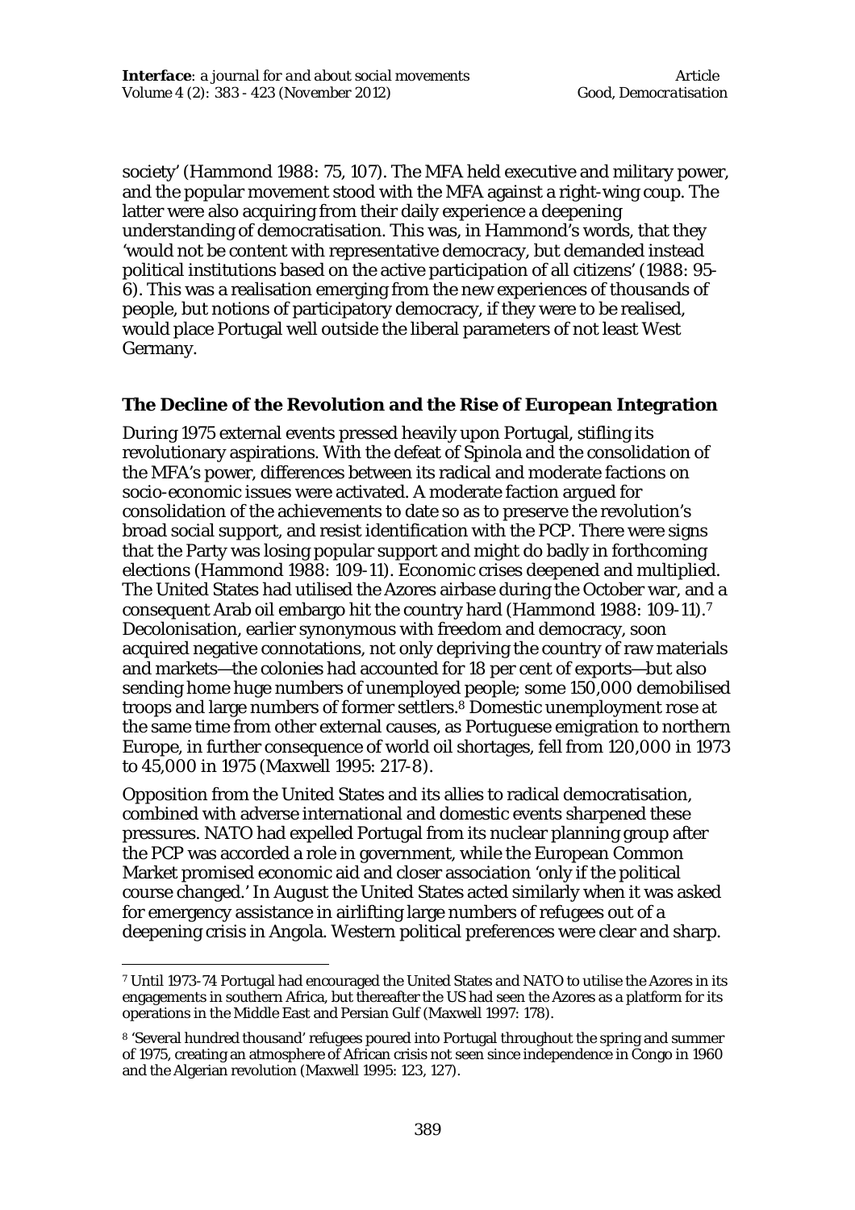society' (Hammond 1988: 75, 107). The MFA held executive and military power, and the popular movement stood with the MFA against a right-wing coup. The latter were also acquiring from their daily experience a deepening understanding of democratisation. This was, in Hammond's words, that they 'would not be content with representative democracy, but demanded instead political institutions based on the active participation of all citizens' (1988: 95-6). This was a realisation emerging from the new experiences of thousands of people, but notions of participatory democracy, if they were to be realised, would place Portugal well outside the liberal parameters of not least West Germany.

### The Decline of the Revolution and the Rise of European Integration

During 1975 external events pressed heavily upon Portugal, stifling its revolutionary aspirations. With the defeat of Spinola and the consolidation of the MFA's power, differences between its radical and moderate factions on socio-economic issues were activated. A moderate faction argued for consolidation of the achievements to date so as to preserve the revolution's broad social support, and resist identification with the PCP. There were signs that the Party was losing popular support and might do badly in forthcoming elections (Hammond 1988: 109-11). Economic crises deepened and multiplied. The United States had utilised the Azores airbase during the October war, and a consequent Arab oil embargo hit the country hard (Hammond 1988: 109-11).[7] Decolonisation, earlier synonymous with freedom and democracy, soon acquired negative connotations, not only depriving the country of raw materials and markets—the colonies had accounted for 18 per cent of exports—but also sending home huge numbers of unemployed people; some 150,000 demobilised troops and large numbers of former settlers.[8] Domestic unemployment rose at the same time from other external causes, as Portuguese emigration to northern Europe, in further consequence of world oil shortages, fell from 120,000 in 1973 to 45,000 in 1975 (Maxwell 1995: 217-8).

Opposition from the United States and its allies to radical democratisation, combined with adverse international and domestic events sharpened these pressures. NATO had expelled Portugal from its nuclear planning group after the PCP was accorded a role in government, while the European Common Market promised economic aid and closer association 'only if the political course changed.' In August the United States acted similarly when it was asked for emergency assistance in airlifting large numbers of refugees out of a deepening crisis in Angola. Western political preferences were clear and sharp.

---

[7] Until 1973-74 Portugal had encouraged the United States and NATO to utilise the Azores in its engagements in southern Africa, but thereafter the US had seen the Azores as a platform for its operations in the Middle East and Persian Gulf (Maxwell 1997: 178).

[8] 'Several hundred thousand' refugees poured into Portugal throughout the spring and summer of 1975, creating an atmosphere of African crisis not seen since independence in Congo in 1960 and the Algerian revolution (Maxwell 1995: 123, 127).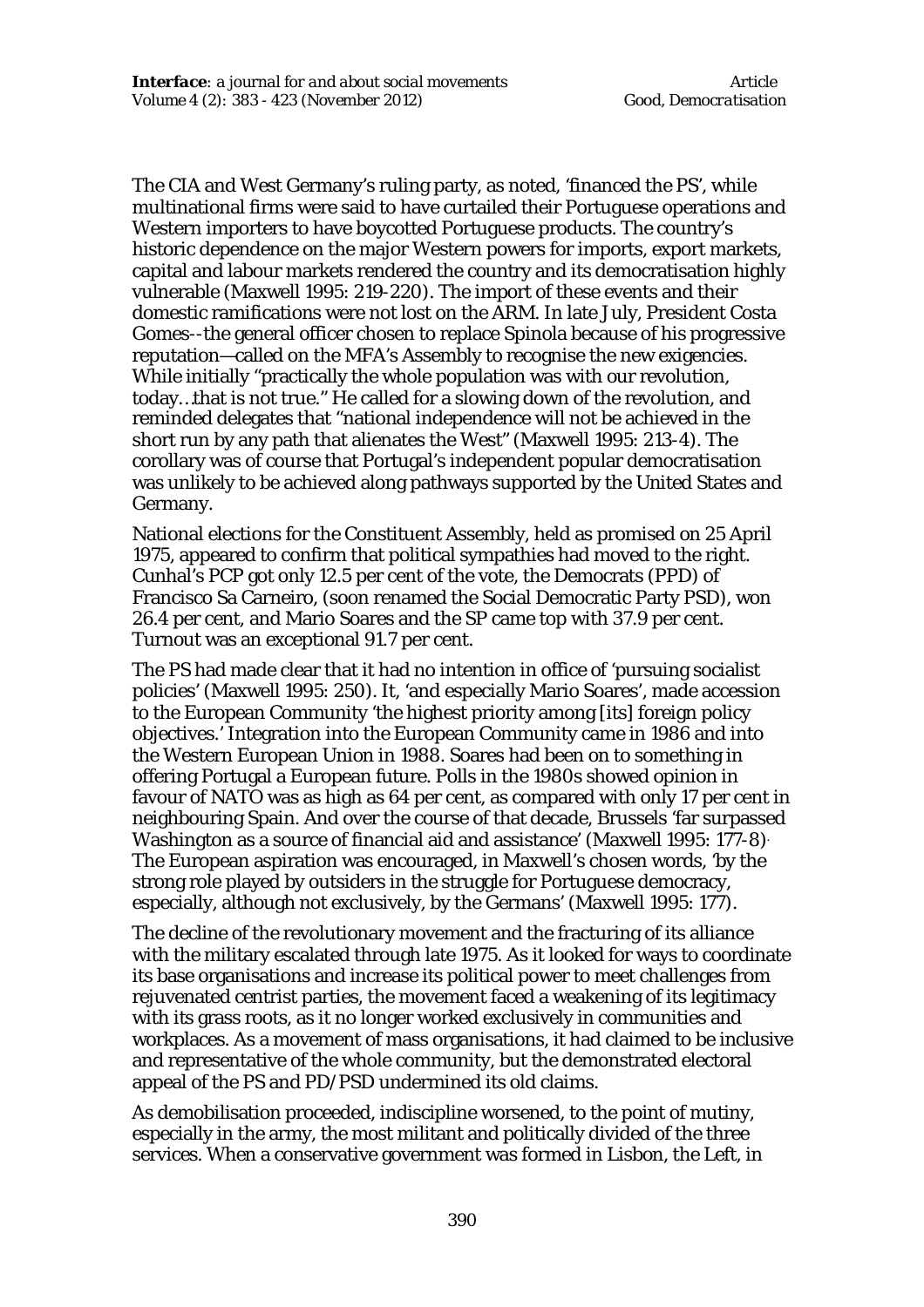The CIA and West Germany's ruling party, as noted, 'financed the PS', while multinational firms were said to have curtailed their Portuguese operations and Western importers to have boycotted Portuguese products. The country's historic dependence on the major Western powers for imports, export markets, capital and labour markets rendered the country and its democratisation highly vulnerable (Maxwell 1995: 219-220). The import of these events and their domestic ramifications were not lost on the ARM. In late July, President Costa Gomes--the general officer chosen to replace Spinola because of his progressive reputation—called on the MFA's Assembly to recognise the new exigencies. While initially "practically the whole population was with our revolution, today…that is not true." He called for a slowing down of the revolution, and reminded delegates that "national independence will not be achieved in the short run by any path that alienates the West" (Maxwell 1995: 213-4). The corollary was of course that Portugal's independent popular democratisation was unlikely to be achieved along pathways supported by the United States and Germany.

National elections for the Constituent Assembly, held as promised on 25 April 1975, appeared to confirm that political sympathies had moved to the right. Cunhal's PCP got only 12.5 per cent of the vote, the Democrats (PPD) of Francisco Sa Carneiro, (soon renamed the Social Democratic Party PSD), won 26.4 per cent, and Mario Soares and the SP came top with 37.9 per cent. Turnout was an exceptional 91.7 per cent.

The PS had made clear that it had no intention in office of 'pursuing socialist policies' (Maxwell 1995: 250). It, 'and especially Mario Soares', made accession to the European Community 'the highest priority among [its] foreign policy objectives.' Integration into the European Community came in 1986 and into the Western European Union in 1988. Soares had been on to something in offering Portugal a European future. Polls in the 1980s showed opinion in favour of NATO was as high as 64 per cent, as compared with only 17 per cent in neighbouring Spain. And over the course of that decade, Brussels 'far surpassed Washington as a source of financial aid and assistance' (Maxwell 1995: 177-8). The European aspiration was encouraged, in Maxwell's chosen words, 'by the strong role played by outsiders in the struggle for Portuguese democracy, especially, although not exclusively, by the Germans' (Maxwell 1995: 177).

The decline of the revolutionary movement and the fracturing of its alliance with the military escalated through late 1975. As it looked for ways to coordinate its base organisations and increase its political power to meet challenges from rejuvenated centrist parties, the movement faced a weakening of its legitimacy with its grass roots, as it no longer worked exclusively in communities and workplaces. As a movement of mass organisations, it had claimed to be inclusive and representative of the whole community, but the demonstrated electoral appeal of the PS and PD/PSD undermined its old claims.

As demobilisation proceeded, indiscipline worsened, to the point of mutiny, especially in the army, the most militant and politically divided of the three services. When a conservative government was formed in Lisbon, the Left, in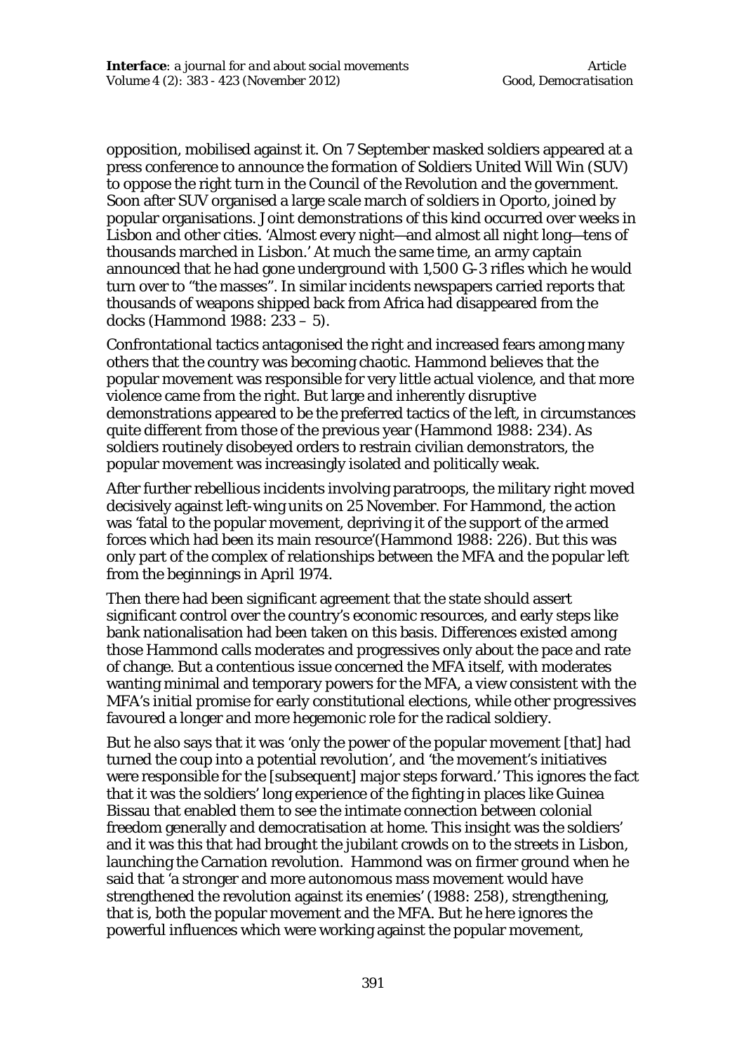opposition, mobilised against it. On 7 September masked soldiers appeared at a press conference to announce the formation of Soldiers United Will Win (SUV) to oppose the right turn in the Council of the Revolution and the government. Soon after SUV organised a large scale march of soldiers in Oporto, joined by popular organisations. Joint demonstrations of this kind occurred over weeks in Lisbon and other cities. 'Almost every night—and almost all night long—tens of thousands marched in Lisbon.' At much the same time, an army captain announced that he had gone underground with 1,500 G-3 rifles which he would turn over to "the masses". In similar incidents newspapers carried reports that thousands of weapons shipped back from Africa had disappeared from the docks (Hammond 1988: 233 – 5).

Confrontational tactics antagonised the right and increased fears among many others that the country was becoming chaotic. Hammond believes that the popular movement was responsible for very little actual violence, and that more violence came from the right. But large and inherently disruptive demonstrations appeared to be the preferred tactics of the left, in circumstances quite different from those of the previous year (Hammond 1988: 234). As soldiers routinely disobeyed orders to restrain civilian demonstrators, the popular movement was increasingly isolated and politically weak.

After further rebellious incidents involving paratroops, the military right moved decisively against left-wing units on 25 November. For Hammond, the action was 'fatal to the popular movement, depriving it of the support of the armed forces which had been its main resource'(Hammond 1988: 226). But this was only part of the complex of relationships between the MFA and the popular left from the beginnings in April 1974.

Then there had been significant agreement that the state should assert significant control over the country's economic resources, and early steps like bank nationalisation had been taken on this basis. Differences existed among those Hammond calls moderates and progressives only about the pace and rate of change. But a contentious issue concerned the MFA itself, with moderates wanting minimal and temporary powers for the MFA, a view consistent with the MFA's initial promise for early constitutional elections, while other progressives favoured a longer and more hegemonic role for the radical soldiery.

But he also says that it was 'only the power of the popular movement [that] had turned the coup into a potential revolution', and 'the movement's initiatives were responsible for the [subsequent] major steps forward.' This ignores the fact that it was the soldiers' long experience of the fighting in places like Guinea Bissau that enabled them to see the intimate connection between colonial freedom generally and democratisation at home. This insight was the soldiers' and it was this that had brought the jubilant crowds on to the streets in Lisbon, launching the Carnation revolution. Hammond was on firmer ground when he said that 'a stronger and more autonomous mass movement would have strengthened the revolution against its enemies' (1988: 258), strengthening, that is, both the popular movement and the MFA. But he here ignores the powerful influences which were working against the popular movement,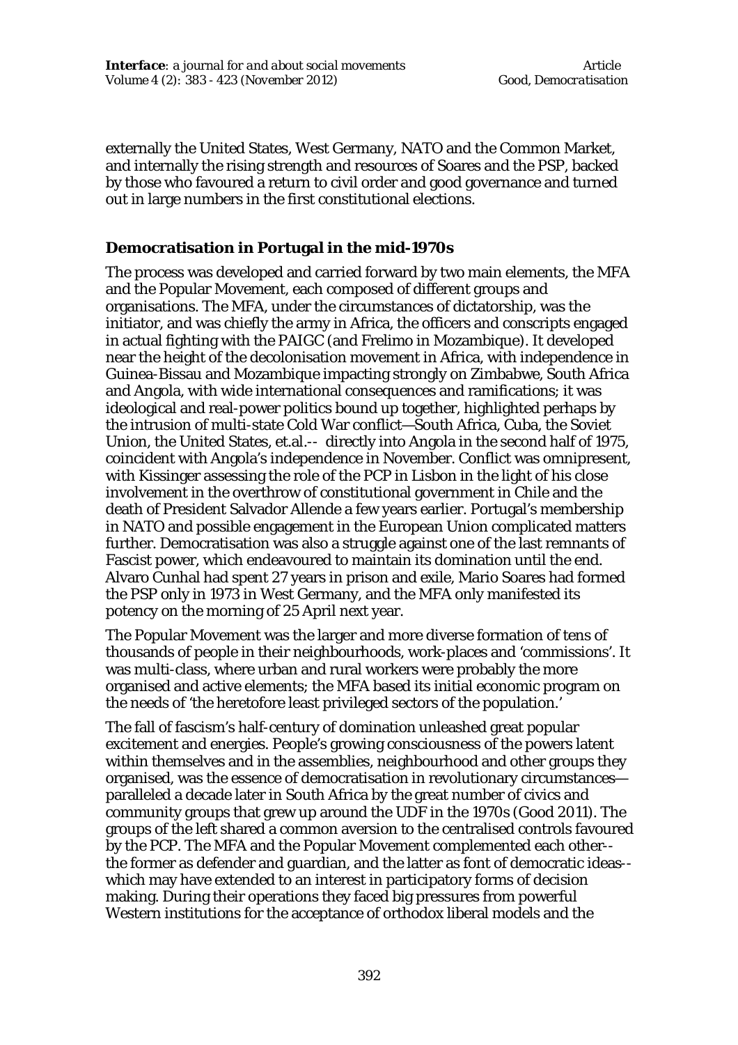externally the United States, West Germany, NATO and the Common Market, and internally the rising strength and resources of Soares and the PSP, backed by those who favoured a return to civil order and good governance and turned out in large numbers in the first constitutional elections.

## Democratisation in Portugal in the mid-1970s

The process was developed and carried forward by two main elements, the MFA and the Popular Movement, each composed of different groups and organisations. The MFA, under the circumstances of dictatorship, was the initiator, and was chiefly the army in Africa, the officers and conscripts engaged in actual fighting with the PAIGC (and Frelimo in Mozambique). It developed near the height of the decolonisation movement in Africa, with independence in Guinea-Bissau and Mozambique impacting strongly on Zimbabwe, South Africa and Angola, with wide international consequences and ramifications; it was ideological and real-power politics bound up together, highlighted perhaps by the intrusion of multi-state Cold War conflict—South Africa, Cuba, the Soviet Union, the United States, et.al.-- directly into Angola in the second half of 1975, coincident with Angola's independence in November. Conflict was omnipresent, with Kissinger assessing the role of the PCP in Lisbon in the light of his close involvement in the overthrow of constitutional government in Chile and the death of President Salvador Allende a few years earlier. Portugal's membership in NATO and possible engagement in the European Union complicated matters further. Democratisation was also a struggle against one of the last remnants of Fascist power, which endeavoured to maintain its domination until the end. Alvaro Cunhal had spent 27 years in prison and exile, Mario Soares had formed the PSP only in 1973 in West Germany, and the MFA only manifested its potency on the morning of 25 April next year.

The Popular Movement was the larger and more diverse formation of tens of thousands of people in their neighbourhoods, work-places and 'commissions'. It was multi-class, where urban and rural workers were probably the more organised and active elements; the MFA based its initial economic program on the needs of 'the heretofore least privileged sectors of the population.'

The fall of fascism's half-century of domination unleashed great popular excitement and energies. People's growing consciousness of the powers latent within themselves and in the assemblies, neighbourhood and other groups they organised, was the essence of democratisation in revolutionary circumstances—paralleled a decade later in South Africa by the great number of civics and community groups that grew up around the UDF in the 1970s (Good 2011). The groups of the left shared a common aversion to the centralised controls favoured by the PCP. The MFA and the Popular Movement complemented each other--the former as defender and guardian, and the latter as font of democratic ideas--which may have extended to an interest in participatory forms of decision making. During their operations they faced big pressures from powerful Western institutions for the acceptance of orthodox liberal models and the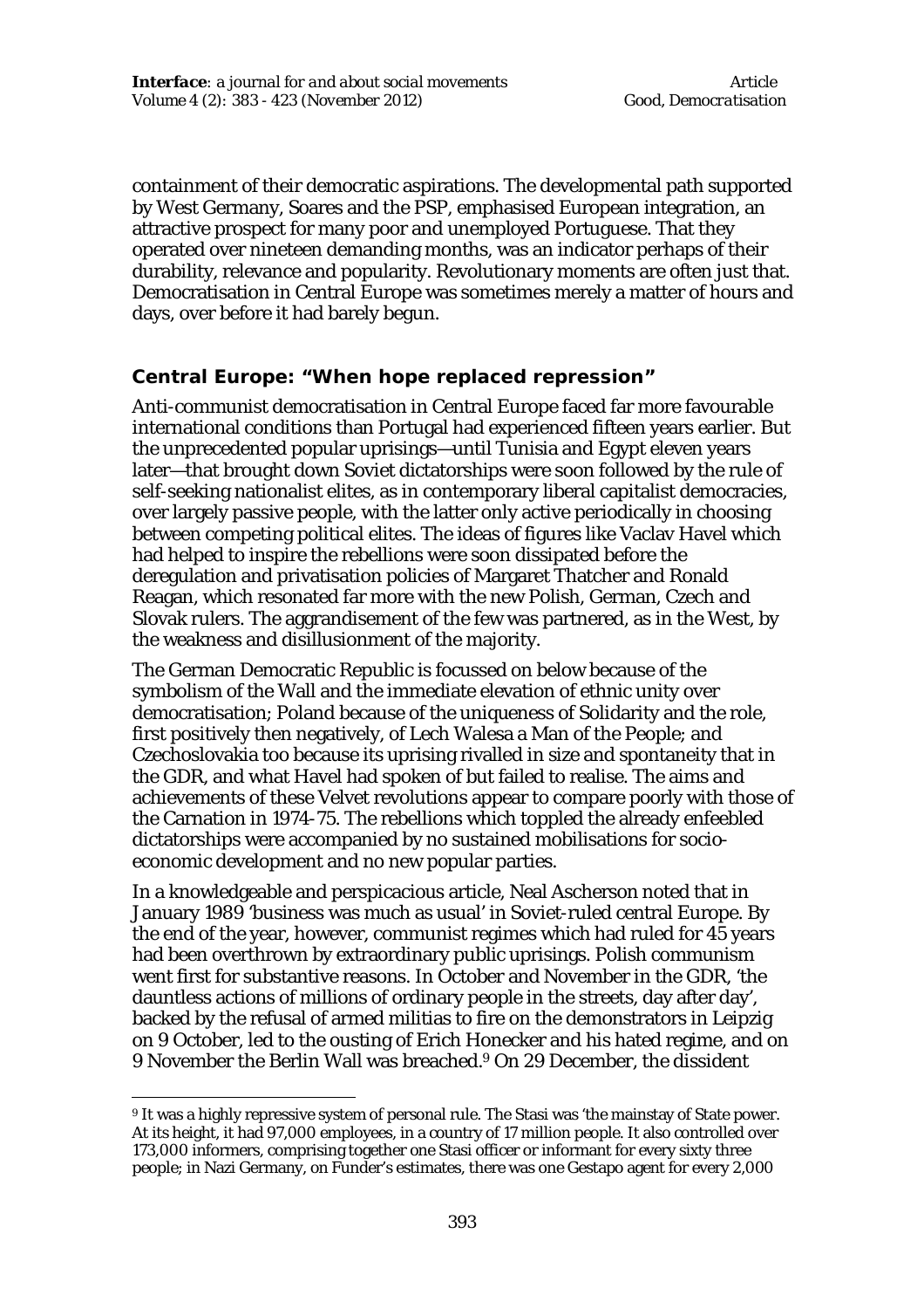containment of their democratic aspirations. The developmental path supported by West Germany, Soares and the PSP, emphasised European integration, an attractive prospect for many poor and unemployed Portuguese. That they operated over nineteen demanding months, was an indicator perhaps of their durability, relevance and popularity. Revolutionary moments are often just that. Democratisation in Central Europe was sometimes merely a matter of hours and days, over before it had barely begun.

## Central Europe: "When hope replaced repression"

Anti-communist democratisation in Central Europe faced far more favourable international conditions than Portugal had experienced fifteen years earlier. But the unprecedented popular uprisings—until Tunisia and Egypt eleven years later—that brought down Soviet dictatorships were soon followed by the rule of self-seeking nationalist elites, as in contemporary liberal capitalist democracies, over largely passive people, with the latter only active periodically in choosing between competing political elites. The ideas of figures like Vaclav Havel which had helped to inspire the rebellions were soon dissipated before the deregulation and privatisation policies of Margaret Thatcher and Ronald Reagan, which resonated far more with the new Polish, German, Czech and Slovak rulers. The aggrandisement of the few was partnered, as in the West, by the weakness and disillusionment of the majority.

The German Democratic Republic is focussed on below because of the symbolism of the Wall and the immediate elevation of ethnic unity over democratisation; Poland because of the uniqueness of Solidarity and the role, first positively then negatively, of Lech Walesa a Man of the People; and Czechoslovakia too because its uprising rivalled in size and spontaneity that in the GDR, and what Havel had spoken of but failed to realise. The aims and achievements of these Velvet revolutions appear to compare poorly with those of the Carnation in 1974-75. The rebellions which toppled the already enfeebled dictatorships were accompanied by no sustained mobilisations for socio-economic development and no new popular parties.

In a knowledgeable and perspicacious article, Neal Ascherson noted that in January 1989 'business was much as usual' in Soviet-ruled central Europe. By the end of the year, however, communist regimes which had ruled for 45 years had been overthrown by extraordinary public uprisings. Polish communism went first for substantive reasons. In October and November in the GDR, 'the dauntless actions of millions of ordinary people in the streets, day after day', backed by the refusal of armed militias to fire on the demonstrators in Leipzig on 9 October, led to the ousting of Erich Honecker and his hated regime, and on 9 November the Berlin Wall was breached.[9] On 29 December, the dissident

---

[9] It was a highly repressive system of personal rule. The Stasi was 'the mainstay of State power. At its height, it had 97,000 employees, in a country of 17 million people. It also controlled over 173,000 informers, comprising together one Stasi officer or informant for every sixty three people; in Nazi Germany, on Funder's estimates, there was one Gestapo agent for every 2,000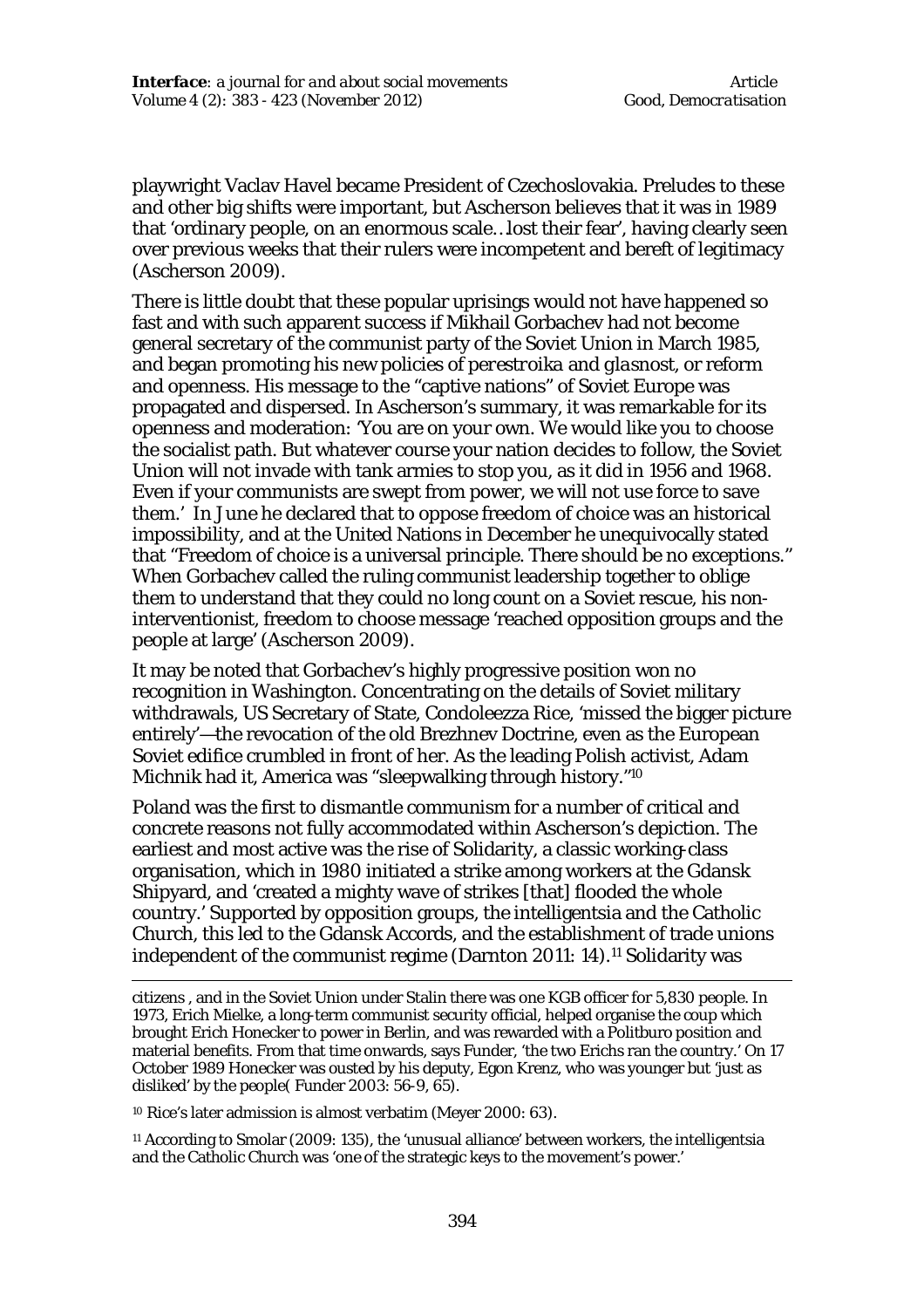playwright Vaclav Havel became President of Czechoslovakia. Preludes to these and other big shifts were important, but Ascherson believes that it was in 1989 that 'ordinary people, on an enormous scale…lost their fear', having clearly seen over previous weeks that their rulers were incompetent and bereft of legitimacy (Ascherson 2009).

There is little doubt that these popular uprisings would not have happened so fast and with such apparent success if Mikhail Gorbachev had not become general secretary of the communist party of the Soviet Union in March 1985, and began promoting his new policies of *perestroika* and *glasnost*, or reform and openness. His message to the "captive nations" of Soviet Europe was propagated and dispersed. In Ascherson's summary, it was remarkable for its openness and moderation: 'You are on your own. We would like you to choose the socialist path. But whatever course your nation decides to follow, the Soviet Union will not invade with tank armies to stop you, as it did in 1956 and 1968. Even if your communists are swept from power, we will not use force to save them.' In June he declared that to oppose freedom of choice was an historical impossibility, and at the United Nations in December he unequivocally stated that "Freedom of choice is a universal principle. There should be no exceptions." When Gorbachev called the ruling communist leadership together to oblige them to understand that they could no long count on a Soviet rescue, his non-interventionist, freedom to choose message 'reached opposition groups and the people at large' (Ascherson 2009).

It may be noted that Gorbachev's highly progressive position won no recognition in Washington. Concentrating on the details of Soviet military withdrawals, US Secretary of State, Condoleezza Rice, 'missed the bigger picture entirely'—the revocation of the old Brezhnev Doctrine, even as the European Soviet edifice crumbled in front of her. As the leading Polish activist, Adam Michnik had it, America was "sleepwalking through history."[10]

Poland was the first to dismantle communism for a number of critical and concrete reasons not fully accommodated within Ascherson's depiction. The earliest and most active was the rise of Solidarity, a classic working-class organisation, which in 1980 initiated a strike among workers at the Gdansk Shipyard, and 'created a mighty wave of strikes [that] flooded the whole country.' Supported by opposition groups, the intelligentsia and the Catholic Church, this led to the Gdansk Accords, and the establishment of trade unions independent of the communist regime (Darnton 2011: 14).[11] Solidarity was

---

citizens , and in the Soviet Union under Stalin there was one KGB officer for 5,830 people. In 1973, Erich Mielke, a long-term communist security official, helped organise the coup which brought Erich Honecker to power in Berlin, and was rewarded with a Politburo position and material benefits. From that time onwards, says Funder, 'the two Erichs ran the country.' On 17 October 1989 Honecker was ousted by his deputy, Egon Krenz, who was younger but 'just as disliked' by the people( Funder 2003: 56-9, 65).

[10] Rice's later admission is almost verbatim (Meyer 2000: 63).

[11] According to Smolar (2009: 135), the 'unusual alliance' between workers, the intelligentsia and the Catholic Church was 'one of the strategic keys to the movement's power.'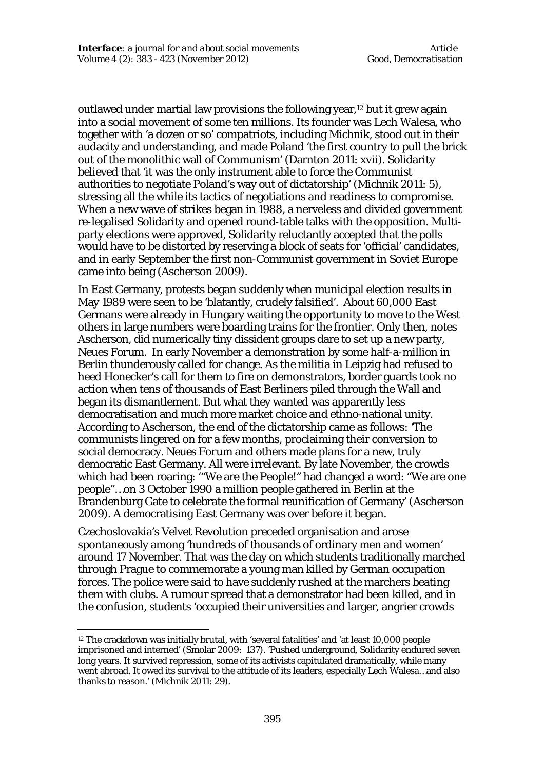outlawed under martial law provisions the following year,[12] but it grew again into a social movement of some ten millions. Its founder was Lech Walesa, who together with 'a dozen or so' compatriots, including Michnik, stood out in their audacity and understanding, and made Poland 'the first country to pull the brick out of the monolithic wall of Communism' (Darnton 2011: xvii). Solidarity believed that 'it was the only instrument able to force the Communist authorities to negotiate Poland's way out of dictatorship' (Michnik 2011: 5), stressing all the while its tactics of negotiations and readiness to compromise. When a new wave of strikes began in 1988, a nerveless and divided government re-legalised Solidarity and opened round-table talks with the opposition. Multi-party elections were approved, Solidarity reluctantly accepted that the polls would have to be distorted by reserving a block of seats for 'official' candidates, and in early September the first non-Communist government in Soviet Europe came into being (Ascherson 2009).

In East Germany, protests began suddenly when municipal election results in May 1989 were seen to be 'blatantly, crudely falsified'. About 60,000 East Germans were already in Hungary waiting the opportunity to move to the West others in large numbers were boarding trains for the frontier. Only then, notes Ascherson, did numerically tiny dissident groups dare to set up a new party, *Neues Forum*. In early November a demonstration by some half-a-million in Berlin thunderously called for change. As the militia in Leipzig had refused to heed Honecker's call for them to fire on demonstrators, border guards took no action when tens of thousands of East Berliners piled through the Wall and began its dismantlement. But what they wanted was apparently less democratisation and much more market choice and ethno-national unity. According to Ascherson, the end of the dictatorship came as follows: 'The communists lingered on for a few months, proclaiming their conversion to social democracy. Neues Forum and others made plans for a new, truly democratic East Germany. All were irrelevant. By late November, the crowds which had been roaring: '"We are the People!" had changed a word: "We are one people"…on 3 October 1990 a million people gathered in Berlin at the Brandenburg Gate to celebrate the formal reunification of Germany' (Ascherson 2009). A democratising East Germany was over before it began.

Czechoslovakia's Velvet Revolution preceded organisation and arose spontaneously among 'hundreds of thousands of ordinary men and women' around 17 November. That was the day on which students traditionally marched through Prague to commemorate a young man killed by German occupation forces. The police were said to have suddenly rushed at the marchers beating them with clubs. A rumour spread that a demonstrator had been killed, and in the confusion, students 'occupied their universities and larger, angrier crowds

---

[12] The crackdown was initially brutal, with 'several fatalities' and 'at least 10,000 people imprisoned and interned' (Smolar 2009: 137). 'Pushed underground, Solidarity endured seven long years. It survived repression, some of its activists capitulated dramatically, while many went abroad. It owed its survival to the attitude of its leaders, especially Lech Walesa…and also thanks to reason.' (Michnik 2011: 29).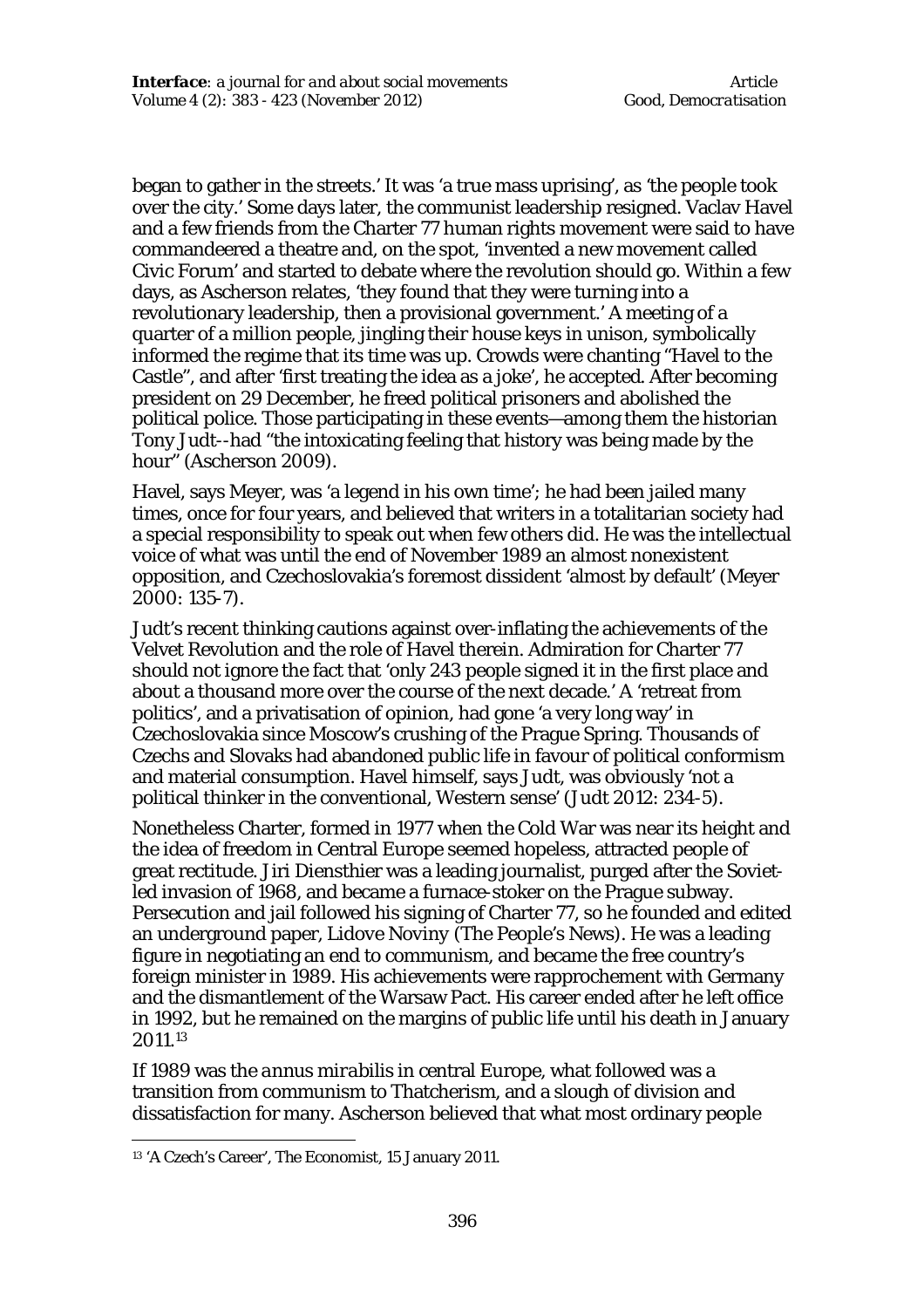began to gather in the streets.' It was 'a true mass uprising', as 'the people took over the city.' Some days later, the communist leadership resigned. Vaclav Havel and a few friends from the Charter 77 human rights movement were said to have commandeered a theatre and, on the spot, 'invented a new movement called Civic Forum' and started to debate where the revolution should go. Within a few days, as Ascherson relates, 'they found that they were turning into a revolutionary leadership, then a provisional government.' A meeting of a quarter of a million people, jingling their house keys in unison, symbolically informed the regime that its time was up. Crowds were chanting "Havel to the Castle", and after 'first treating the idea as a joke', he accepted. After becoming president on 29 December, he freed political prisoners and abolished the political police. Those participating in these events—among them the historian Tony Judt--had "the intoxicating feeling that history was being made by the hour" (Ascherson 2009).

Havel, says Meyer, was 'a legend in his own time'; he had been jailed many times, once for four years, and believed that writers in a totalitarian society had a special responsibility to speak out when few others did. He was the intellectual voice of what was until the end of November 1989 an almost nonexistent opposition, and Czechoslovakia's foremost dissident 'almost by default' (Meyer 2000: 135-7).

Judt's recent thinking cautions against over-inflating the achievements of the Velvet Revolution and the role of Havel therein. Admiration for Charter 77 should not ignore the fact that 'only 243 people signed it in the first place and about a thousand more over the course of the next decade.' A 'retreat from politics', and a privatisation of opinion, had gone 'a very long way' in Czechoslovakia since Moscow's crushing of the Prague Spring. Thousands of Czechs and Slovaks had abandoned public life in favour of political conformism and material consumption. Havel himself, says Judt, was obviously 'not a political thinker in the conventional, Western sense' (Judt 2012: 234-5).

Nonetheless Charter, formed in 1977 when the Cold War was near its height and the idea of freedom in Central Europe seemed hopeless, attracted people of great rectitude. Jiri Dienshtier was a leading journalist, purged after the Soviet-led invasion of 1968, and became a furnace-stoker on the Prague subway. Persecution and jail followed his signing of Charter 77, so he founded and edited an underground paper, Lidove Noviny (The People's News). He was a leading figure in negotiating an end to communism, and became the free country's foreign minister in 1989. His achievements were rapprochement with Germany and the dismantlement of the Warsaw Pact. His career ended after he left office in 1992, but he remained on the margins of public life until his death in January 2011.[13]

If 1989 was the *annus mirabilis* in central Europe, what followed was a transition from communism to Thatcherism, and a slough of division and dissatisfaction for many. Ascherson believed that what most ordinary people

---

[13] 'A Czech's Career', The Economist, 15 January 2011.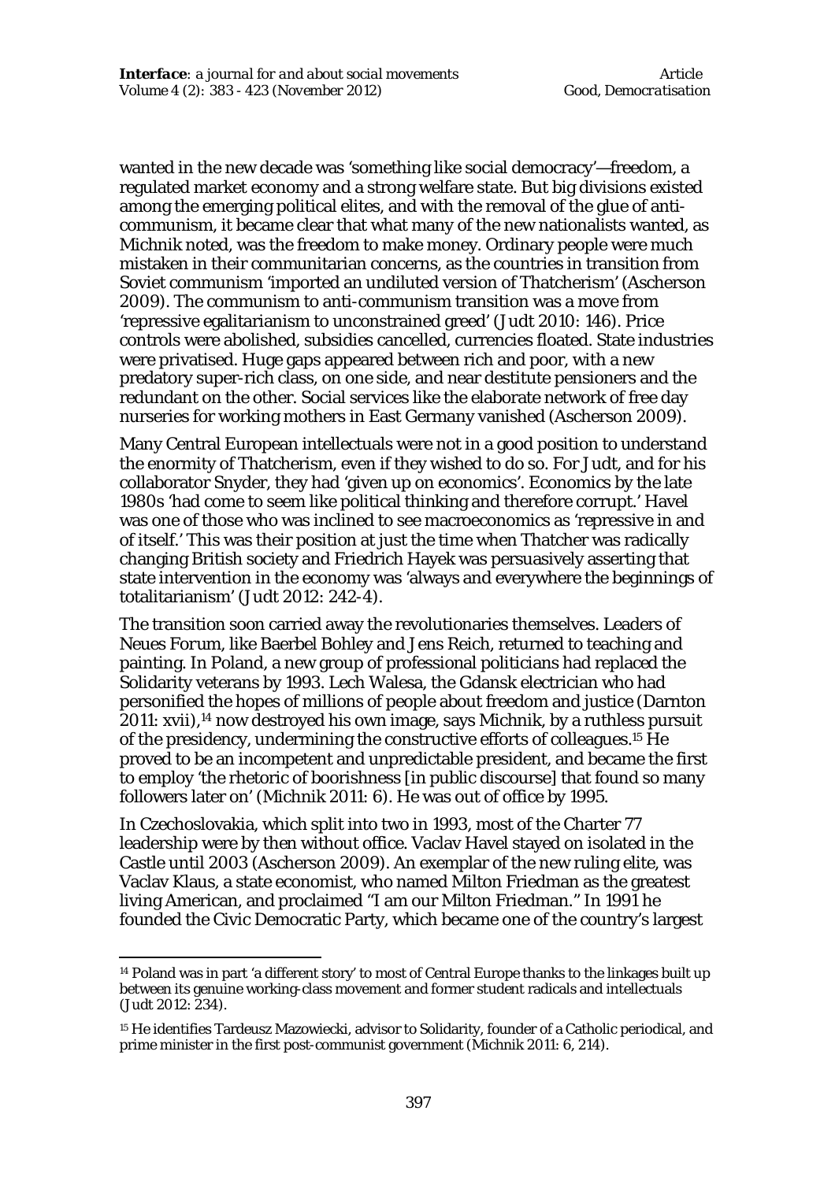wanted in the new decade was 'something like social democracy'—freedom, a regulated market economy and a strong welfare state. But big divisions existed among the emerging political elites, and with the removal of the glue of anti-communism, it became clear that what many of the new nationalists wanted, as Michnik noted, was the freedom to make money. Ordinary people were much mistaken in their communitarian concerns, as the countries in transition from Soviet communism 'imported an undiluted version of Thatcherism' (Ascherson 2009). The communism to anti-communism transition was a move from 'repressive egalitarianism to unconstrained greed' (Judt 2010: 146). Price controls were abolished, subsidies cancelled, currencies floated. State industries were privatised. Huge gaps appeared between rich and poor, with a new predatory super-rich class, on one side, and near destitute pensioners and the redundant on the other. Social services like the elaborate network of free day nurseries for working mothers in East Germany vanished (Ascherson 2009).

Many Central European intellectuals were not in a good position to understand the enormity of Thatcherism, even if they wished to do so. For Judt, and for his collaborator Snyder, they had 'given up on economics'. Economics by the late 1980s 'had come to seem like political thinking and therefore corrupt.' Havel was one of those who was inclined to see macroeconomics as 'repressive in and of itself.' This was their position at just the time when Thatcher was radically changing British society and Friedrich Hayek was persuasively asserting that state intervention in the economy was 'always and everywhere the beginnings of totalitarianism' (Judt 2012: 242-4).

The transition soon carried away the revolutionaries themselves. Leaders of Neues Forum, like Baerbel Bohley and Jens Reich, returned to teaching and painting. In Poland, a new group of professional politicians had replaced the Solidarity veterans by 1993. Lech Walesa, the Gdansk electrician who had personified the hopes of millions of people about freedom and justice (Darnton 2011: xvii),[14] now destroyed his own image, says Michnik, by a ruthless pursuit of the presidency, undermining the constructive efforts of colleagues.[15] He proved to be an incompetent and unpredictable president, and became the first to employ 'the rhetoric of boorishness [in public discourse] that found so many followers later on' (Michnik 2011: 6). He was out of office by 1995.

In Czechoslovakia, which split into two in 1993, most of the Charter 77 leadership were by then without office. Vaclav Havel stayed on isolated in the Castle until 2003 (Ascherson 2009). An exemplar of the new ruling elite, was Vaclav Klaus, a state economist, who named Milton Friedman as the greatest living American, and proclaimed "I am our Milton Friedman." In 1991 he founded the Civic Democratic Party, which became one of the country's largest

---

[14] Poland was in part 'a different story' to most of Central Europe thanks to the linkages built up between its genuine working-class movement and former student radicals and intellectuals (Judt 2012: 234).

[15] He identifies Tardeusz Mazowiecki, advisor to Solidarity, founder of a Catholic periodical, and prime minister in the first post-communist government (Michnik 2011: 6, 214).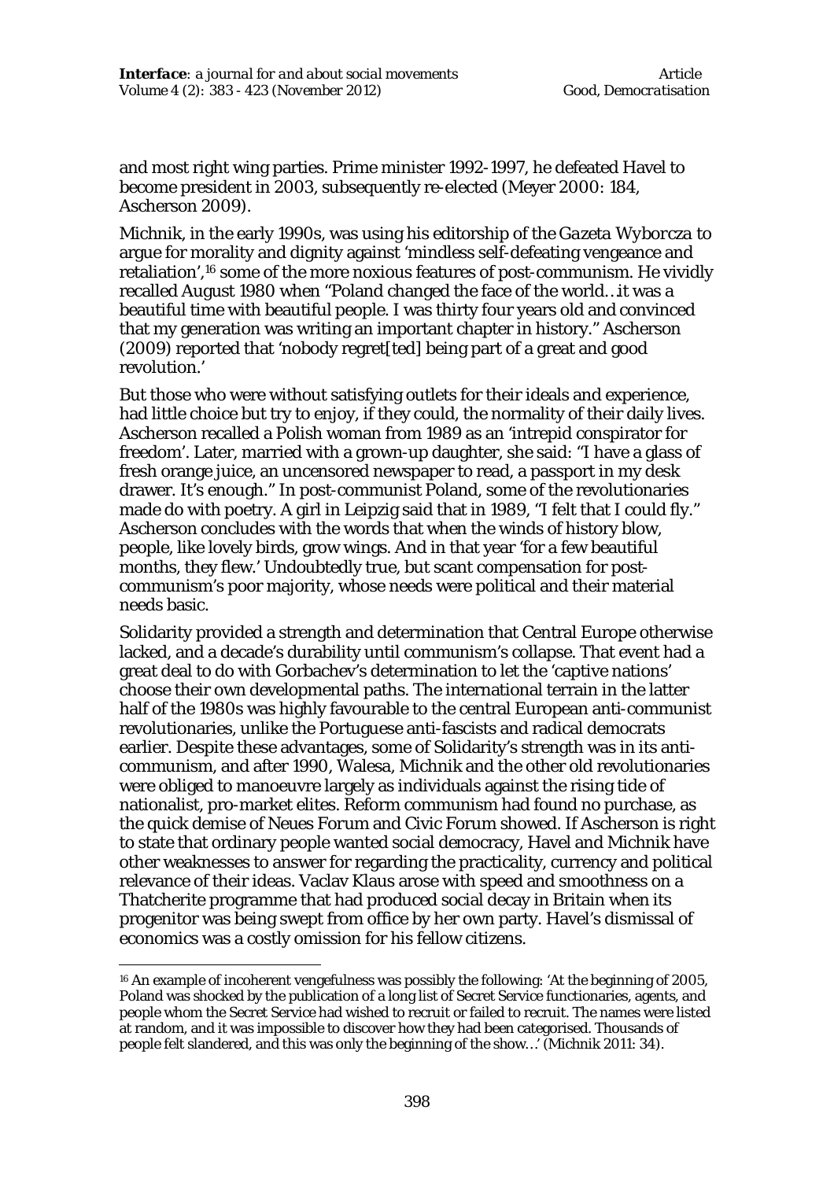and most right wing parties. Prime minister 1992-1997, he defeated Havel to become president in 2003, subsequently re-elected (Meyer 2000: 184, Ascherson 2009).

Michnik, in the early 1990s, was using his editorship of the *Gazeta Wyborcza* to argue for morality and dignity against 'mindless self-defeating vengeance and retaliation',[16] some of the more noxious features of post-communism. He vividly recalled August 1980 when "Poland changed the face of the world…it was a beautiful time with beautiful people. I was thirty four years old and convinced that my generation was writing an important chapter in history." Ascherson (2009) reported that 'nobody regret[ted] being part of a great and good revolution.'

But those who were without satisfying outlets for their ideals and experience, had little choice but try to enjoy, if they could, the normality of their daily lives. Ascherson recalled a Polish woman from 1989 as an 'intrepid conspirator for freedom'. Later, married with a grown-up daughter, she said: "I have a glass of fresh orange juice, an uncensored newspaper to read, a passport in my desk drawer. It's enough." In post-communist Poland, some of the revolutionaries made do with poetry. A girl in Leipzig said that in 1989, "I felt that I could fly." Ascherson concludes with the words that when the winds of history blow, people, like lovely birds, grow wings. And in that year 'for a few beautiful months, they flew.' Undoubtedly true, but scant compensation for post-communism's poor majority, whose needs were political and their material needs basic.

Solidarity provided a strength and determination that Central Europe otherwise lacked, and a decade's durability until communism's collapse. That event had a great deal to do with Gorbachev's determination to let the 'captive nations' choose their own developmental paths. The international terrain in the latter half of the 1980s was highly favourable to the central European anti-communist revolutionaries, unlike the Portuguese anti-fascists and radical democrats earlier. Despite these advantages, some of Solidarity's strength was in its anti-communism, and after 1990, Walesa, Michnik and the other old revolutionaries were obliged to manoeuvre largely as individuals against the rising tide of nationalist, pro-market elites. Reform communism had found no purchase, as the quick demise of Neues Forum and Civic Forum showed. If Ascherson is right to state that ordinary people wanted social democracy, Havel and Michnik have other weaknesses to answer for regarding the practicality, currency and political relevance of their ideas. Vaclav Klaus arose with speed and smoothness on a Thatcherite programme that had produced social decay in Britain when its progenitor was being swept from office by her own party. Havel's dismissal of economics was a costly omission for his fellow citizens.

---

[16] An example of incoherent vengefulness was possibly the following: 'At the beginning of 2005, Poland was shocked by the publication of a long list of Secret Service functionaries, agents, and people whom the Secret Service had wished to recruit or failed to recruit. The names were listed at random, and it was impossible to discover how they had been categorised. Thousands of people felt slandered, and this was only the beginning of the show…' (Michnik 2011: 34).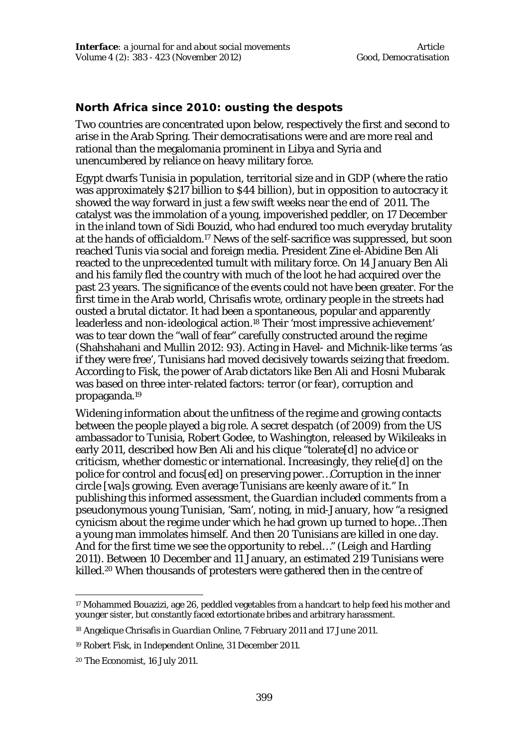### North Africa since 2010: ousting the despots

Two countries are concentrated upon below, respectively the first and second to arise in the Arab Spring. Their democratisations were and are more real and rational than the megalomania prominent in Libya and Syria and unencumbered by reliance on heavy military force.

Egypt dwarfs Tunisia in population, territorial size and in GDP (where the ratio was approximately $217 billion to $44 billion), but in opposition to autocracy it showed the way forward in just a few swift weeks near the end of 2011. The catalyst was the immolation of a young, impoverished peddler, on 17 December in the inland town of Sidi Bouzid, who had endured too much everyday brutality at the hands of officialdom.[17] News of the self-sacrifice was suppressed, but soon reached Tunis via social and foreign media. President Zine el-Abidine Ben Ali reacted to the unprecedented tumult with military force. On 14 January Ben Ali and his family fled the country with much of the loot he had acquired over the past 23 years. The significance of the events could not have been greater. For the first time in the Arab world, Chrisafis wrote, ordinary people in the streets had ousted a brutal dictator. It had been a spontaneous, popular and apparently leaderless and non-ideological action.[18] Their 'most impressive achievement' was to tear down the "wall of fear" carefully constructed around the regime (Shahshahani and Mullin 2012: 93). Acting in Havel- and Michnik-like terms 'as if they were free', Tunisians had moved decisively towards seizing that freedom. According to Fisk, the power of Arab dictators like Ben Ali and Hosni Mubarak was based on three inter-related factors: terror (or fear), corruption and propaganda.[19]

Widening information about the unfitness of the regime and growing contacts between the people played a big role. A secret despatch (of 2009) from the US ambassador to Tunisia, Robert Godee, to Washington, released by Wikileaks in early 2011, described how Ben Ali and his clique "tolerate[d] no advice or criticism, whether domestic or international. Increasingly, they relie[d] on the police for control and focus[ed] on preserving power…Corruption in the inner circle [wa]s growing. Even average Tunisians are keenly aware of it." In publishing this informed assessment, the *Guardian* included comments from a pseudonymous young Tunisian, 'Sam', noting, in mid-January, how "a resigned cynicism about the regime under which he had grown up turned to hope…Then a young man immolates himself. And then 20 Tunisians are killed in one day. And for the first time we see the opportunity to rebel…" (Leigh and Harding 2011). Between 10 December and 11 January, an estimated 219 Tunisians were killed.[20] When thousands of protesters were gathered then in the centre of

---

[17] Mohammed Bouazizi, age 26, peddled vegetables from a handcart to help feed his mother and younger sister, but constantly faced extortionate bribes and arbitrary harassment.

[18] Angelique Chrisafis in *Guardian Online*, 7 February 2011 and 17 June 2011.

[19] Robert Fisk, in Independent Online, 31 December 2011.

[20] The Economist, 16 July 2011.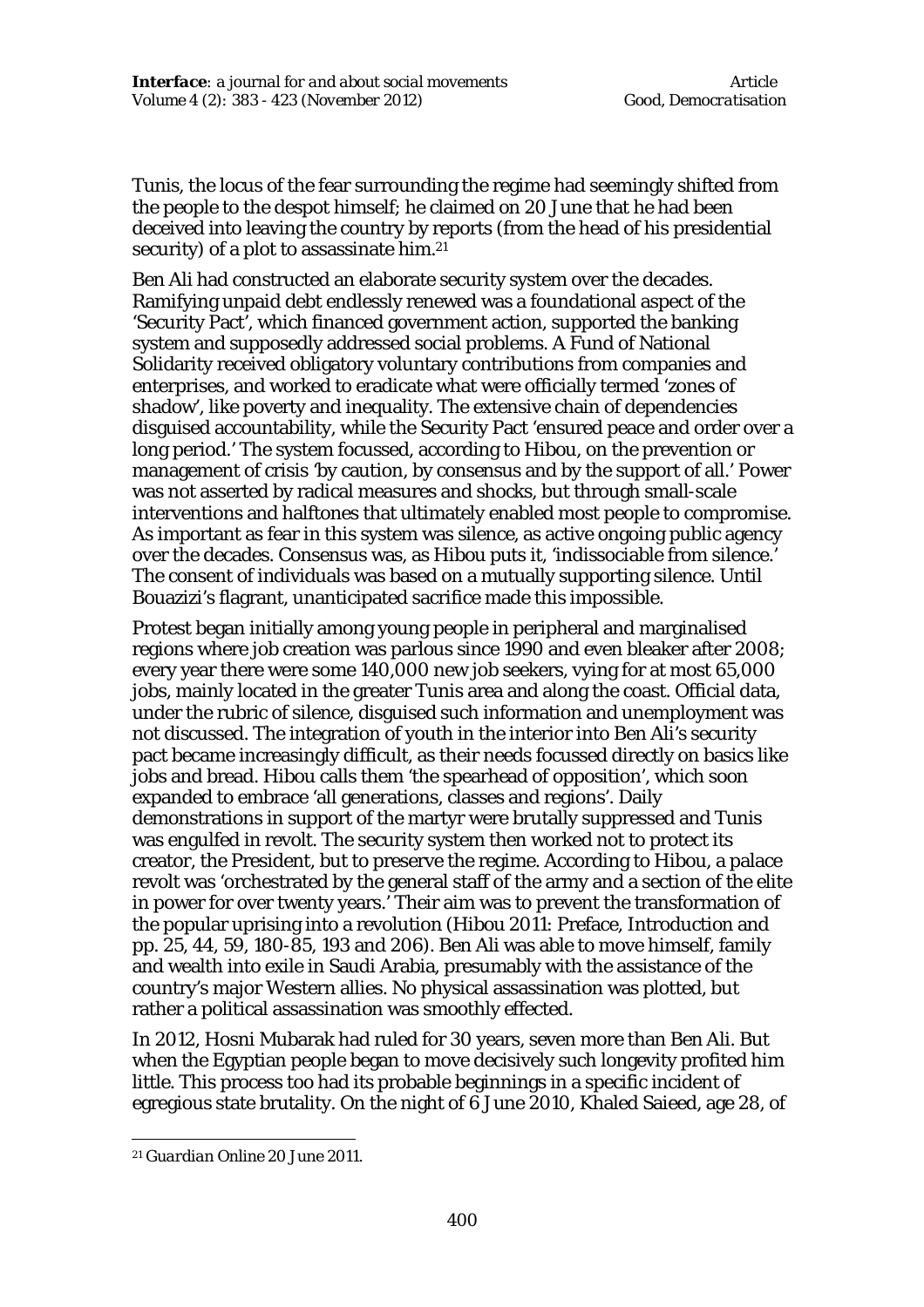Tunis, the locus of the fear surrounding the regime had seemingly shifted from the people to the despot himself; he claimed on 20 June that he had been deceived into leaving the country by reports (from the head of his presidential security) of a plot to assassinate him.[21]

Ben Ali had constructed an elaborate security system over the decades. Ramifying unpaid debt endlessly renewed was a foundational aspect of the 'Security Pact', which financed government action, supported the banking system and supposedly addressed social problems. A Fund of National Solidarity received obligatory voluntary contributions from companies and enterprises, and worked to eradicate what were officially termed 'zones of shadow', like poverty and inequality. The extensive chain of dependencies disguised accountability, while the Security Pact 'ensured peace and order over a long period.' The system focussed, according to Hibou, on the prevention or management of crisis 'by caution, by consensus and by the support of all.' Power was not asserted by radical measures and shocks, but through small-scale interventions and halftones that ultimately enabled most people to compromise. As important as fear in this system was silence, as active ongoing public agency over the decades. Consensus was, as Hibou puts it, 'indissociable from silence.' The consent of individuals was based on a mutually supporting silence. Until Bouazizi's flagrant, unanticipated sacrifice made this impossible.

Protest began initially among young people in peripheral and marginalised regions where job creation was parlous since 1990 and even bleaker after 2008; every year there were some 140,000 new job seekers, vying for at most 65,000 jobs, mainly located in the greater Tunis area and along the coast. Official data, under the rubric of silence, disguised such information and unemployment was not discussed. The integration of youth in the interior into Ben Ali's security pact became increasingly difficult, as their needs focussed directly on basics like jobs and bread. Hibou calls them 'the spearhead of opposition', which soon expanded to embrace 'all generations, classes and regions'. Daily demonstrations in support of the martyr were brutally suppressed and Tunis was engulfed in revolt. The security system then worked not to protect its creator, the President, but to preserve the regime. According to Hibou, a palace revolt was 'orchestrated by the general staff of the army and a section of the elite in power for over twenty years.' Their aim was to prevent the transformation of the popular uprising into a revolution (Hibou 2011: Preface, Introduction and pp. 25, 44, 59, 180-85, 193 and 206). Ben Ali was able to move himself, family and wealth into exile in Saudi Arabia, presumably with the assistance of the country's major Western allies. No physical assassination was plotted, but rather a political assassination was smoothly effected.

In 2012, Hosni Mubarak had ruled for 30 years, seven more than Ben Ali. But when the Egyptian people began to move decisively such longevity profited him little. This process too had its probable beginnings in a specific incident of egregious state brutality. On the night of 6 June 2010, Khaled Saieed, age 28, of

---

[21] *Guardian Online* 20 June 2011.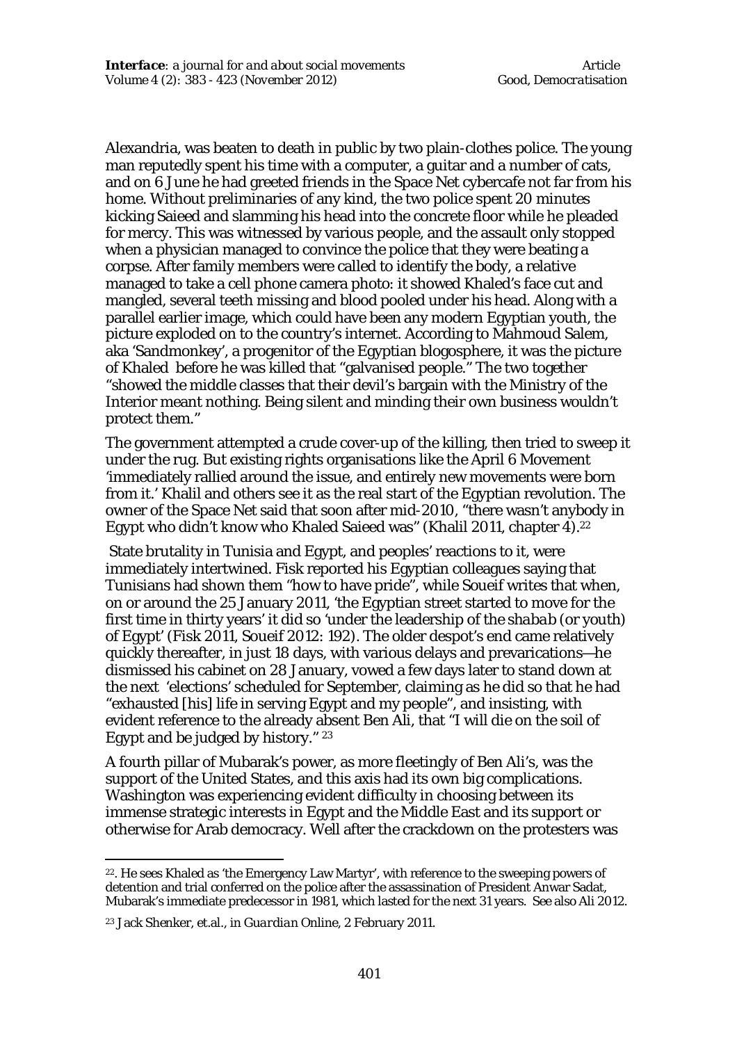Alexandria, was beaten to death in public by two plain-clothes police. The young man reputedly spent his time with a computer, a guitar and a number of cats, and on 6 June he had greeted friends in the Space Net cybercafe not far from his home. Without preliminaries of any kind, the two police spent 20 minutes kicking Saieed and slamming his head into the concrete floor while he pleaded for mercy. This was witnessed by various people, and the assault only stopped when a physician managed to convince the police that they were beating a corpse. After family members were called to identify the body, a relative managed to take a cell phone camera photo: it showed Khaled's face cut and mangled, several teeth missing and blood pooled under his head. Along with a parallel earlier image, which could have been any modern Egyptian youth, the picture exploded on to the country's internet. According to Mahmoud Salem, aka 'Sandmonkey', a progenitor of the Egyptian blogosphere, it was the picture of Khaled before he was killed that "galvanised people." The two together "showed the middle classes that their devil's bargain with the Ministry of the Interior meant nothing. Being silent and minding their own business wouldn't protect them."

The government attempted a crude cover-up of the killing, then tried to sweep it under the rug. But existing rights organisations like the April 6 Movement 'immediately rallied around the issue, and entirely new movements were born from it.' Khalil and others see it as the real start of the Egyptian revolution. The owner of the Space Net said that soon after mid-2010, "there wasn't anybody in Egypt who didn't know who Khaled Saieed was" (Khalil 2011, chapter 4).[22]

State brutality in Tunisia and Egypt, and peoples' reactions to it, were immediately intertwined. Fisk reported his Egyptian colleagues saying that Tunisians had shown them "how to have pride", while Soueif writes that when, on or around the 25 January 2011, 'the Egyptian street started to move for the first time in thirty years' it did so 'under the leadership of the *shabab* (or youth) of Egypt' (Fisk 2011, Soueif 2012: 192). The older despot's end came relatively quickly thereafter, in just 18 days, with various delays and prevarications—he dismissed his cabinet on 28 January, vowed a few days later to stand down at the next 'elections' scheduled for September, claiming as he did so that he had "exhausted [his] life in serving Egypt and my people", and insisting, with evident reference to the already absent Ben Ali, that "I will die on the soil of Egypt and be judged by history." [23]

A fourth pillar of Mubarak's power, as more fleetingly of Ben Ali's, was the support of the United States, and this axis had its own big complications. Washington was experiencing evident difficulty in choosing between its immense strategic interests in Egypt and the Middle East and its support or otherwise for Arab democracy. Well after the crackdown on the protesters was

---

[22]. He sees Khaled as 'the Emergency Law Martyr', with reference to the sweeping powers of detention and trial conferred on the police after the assassination of President Anwar Sadat, Mubarak's immediate predecessor in 1981, which lasted for the next 31 years. See also Ali 2012.

[23] Jack Shenker, et.al., in *Guardian Online*, 2 February 2011.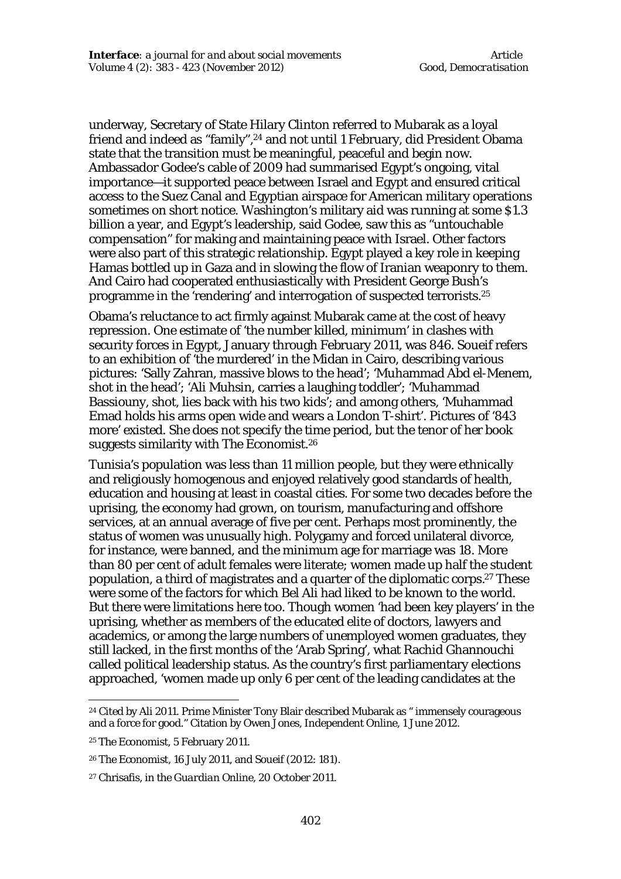underway, Secretary of State Hilary Clinton referred to Mubarak as a loyal friend and indeed as "family",[24] and not until 1 February, did President Obama state that the transition must be meaningful, peaceful and begin now. Ambassador Godee's cable of 2009 had summarised Egypt's ongoing, vital importance—it supported peace between Israel and Egypt and ensured critical access to the Suez Canal and Egyptian airspace for American military operations sometimes on short notice. Washington's military aid was running at some $1.3 billion a year, and Egypt's leadership, said Godee, saw this as "untouchable compensation" for making and maintaining peace with Israel. Other factors were also part of this strategic relationship. Egypt played a key role in keeping Hamas bottled up in Gaza and in slowing the flow of Iranian weaponry to them. And Cairo had cooperated enthusiastically with President George Bush's programme in the 'rendering' and interrogation of suspected terrorists.[25]

Obama's reluctance to act firmly against Mubarak came at the cost of heavy repression. One estimate of 'the number killed, minimum' in clashes with security forces in Egypt, January through February 2011, was 846. Soueif refers to an exhibition of 'the murdered' in the Midan in Cairo, describing various pictures: 'Sally Zahran, massive blows to the head'; 'Muhammad Abd el-Menem, shot in the head'; 'Ali Muhsin, carries a laughing toddler'; 'Muhammad Bassiouny, shot, lies back with his two kids'; and among others, 'Muhammad Emad holds his arms open wide and wears a London T-shirt'. Pictures of '843 more' existed. She does not specify the time period, but the tenor of her book suggests similarity with The Economist.[26]

Tunisia's population was less than 11 million people, but they were ethnically and religiously homogenous and enjoyed relatively good standards of health, education and housing at least in coastal cities. For some two decades before the uprising, the economy had grown, on tourism, manufacturing and offshore services, at an annual average of five per cent. Perhaps most prominently, the status of women was unusually high. Polygamy and forced unilateral divorce, for instance, were banned, and the minimum age for marriage was 18. More than 80 per cent of adult females were literate; women made up half the student population, a third of magistrates and a quarter of the diplomatic corps.[27] These were some of the factors for which Bel Ali had liked to be known to the world. But there were limitations here too. Though women 'had been key players' in the uprising, whether as members of the educated elite of doctors, lawyers and academics, or among the large numbers of unemployed women graduates, they still lacked, in the first months of the 'Arab Spring', what Rachid Ghannouchi called political leadership status. As the country's first parliamentary elections approached, 'women made up only 6 per cent of the leading candidates at the

---

[24] Cited by Ali 2011. Prime Minister Tony Blair described Mubarak as " immensely courageous and a force for good." Citation by Owen Jones, Independent Online, 1 June 2012.

[25] The Economist, 5 February 2011.

[26] The Economist, 16 July 2011, and Soueif (2012: 181).

[27] Chrisafis, in the *Guardian Online*, 20 October 2011.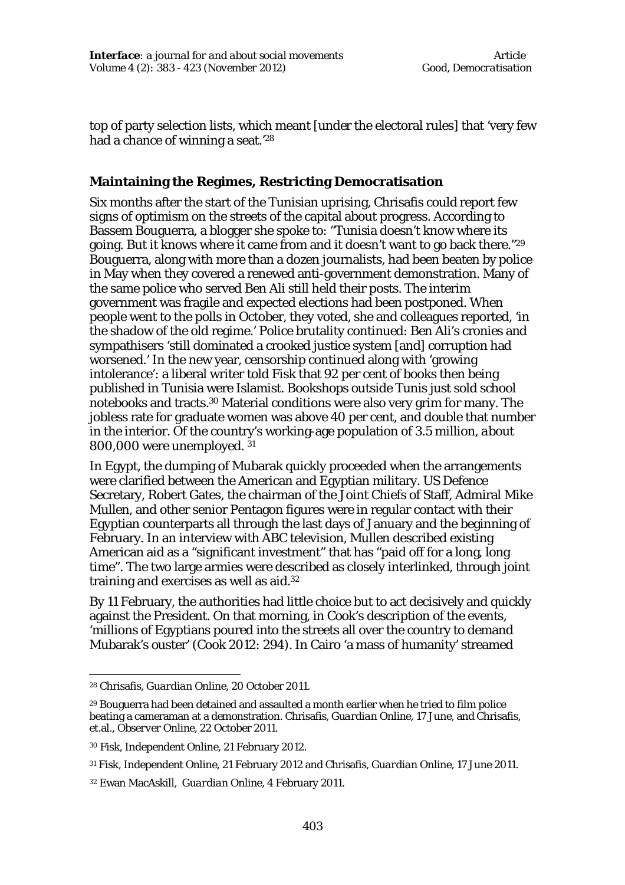top of party selection lists, which meant [under the electoral rules] that 'very few had a chance of winning a seat.'[28]

### Maintaining the Regimes, Restricting Democratisation

Six months after the start of the Tunisian uprising, Chrisafis could report few signs of optimism on the streets of the capital about progress. According to Bassem Bouguerra, a blogger she spoke to: "Tunisia doesn't know where its going. But it knows where it came from and it doesn't want to go back there."[29] Bouguerra, along with more than a dozen journalists, had been beaten by police in May when they covered a renewed anti-government demonstration. Many of the same police who served Ben Ali still held their posts. The interim government was fragile and expected elections had been postponed. When people went to the polls in October, they voted, she and colleagues reported, 'in the shadow of the old regime.' Police brutality continued: Ben Ali's cronies and sympathisers 'still dominated a crooked justice system [and] corruption had worsened.' In the new year, censorship continued along with 'growing intolerance': a liberal writer told Fisk that 92 per cent of books then being published in Tunisia were Islamist. Bookshops outside Tunis just sold school notebooks and tracts.[30] Material conditions were also very grim for many. The jobless rate for graduate women was above 40 per cent, and double that number in the interior. Of the country's working-age population of 3.5 million, about 800,000 were unemployed. [31]

In Egypt, the dumping of Mubarak quickly proceeded when the arrangements were clarified between the American and Egyptian military. US Defence Secretary, Robert Gates, the chairman of the Joint Chiefs of Staff, Admiral Mike Mullen, and other senior Pentagon figures were in regular contact with their Egyptian counterparts all through the last days of January and the beginning of February. In an interview with ABC television, Mullen described existing American aid as a "significant investment" that has "paid off for a long, long time". The two large armies were described as closely interlinked, through joint training and exercises as well as aid.[32]

By 11 February, the authorities had little choice but to act decisively and quickly against the President. On that morning, in Cook's description of the events, 'millions of Egyptians poured into the streets all over the country to demand Mubarak's ouster' (Cook 2012: 294). In Cairo 'a mass of humanity' streamed

---

[28] Chrisafis, *Guardian Online*, 20 October 2011.

[29] Bouguerra had been detained and assaulted a month earlier when he tried to film police beating a cameraman at a demonstration. Chrisafis, *Guardian Online*, 17 June, and Chrisafis, et.al., Observer Online, 22 October 2011.

[30] Fisk, Independent Online, 21 February 2012.

[31] Fisk, Independent Online, 21 February 2012 and Chrisafis, *Guardian Online*, 17 June 2011.

[32] Ewan MacAskill, *Guardian Online*, 4 February 2011.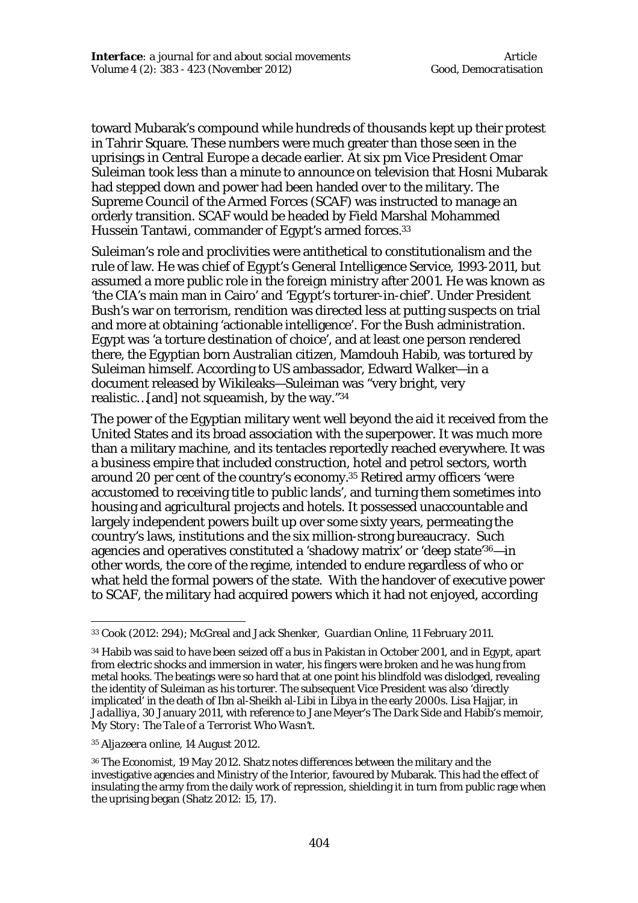toward Mubarak's compound while hundreds of thousands kept up their protest in Tahrir Square. These numbers were much greater than those seen in the uprisings in Central Europe a decade earlier. At six pm Vice President Omar Suleiman took less than a minute to announce on television that Hosni Mubarak had stepped down and power had been handed over to the military. The Supreme Council of the Armed Forces (SCAF) was instructed to manage an orderly transition. SCAF would be headed by Field Marshal Mohammed Hussein Tantawi, commander of Egypt's armed forces.[33]

Suleiman's role and proclivities were antithetical to constitutionalism and the rule of law. He was chief of Egypt's General Intelligence Service, 1993-2011, but assumed a more public role in the foreign ministry after 2001. He was known as 'the CIA's main man in Cairo' and 'Egypt's torturer-in-chief'. Under President Bush's war on terrorism, rendition was directed less at putting suspects on trial and more at obtaining 'actionable intelligence'. For the Bush administration. Egypt was 'a torture destination of choice', and at least one person rendered there, the Egyptian born Australian citizen, Mamdouh Habib, was tortured by Suleiman himself. According to US ambassador, Edward Walker—in a document released by Wikileaks—Suleiman was "very bright, very realistic…[and] not squeamish, by the way."[34]

The power of the Egyptian military went well beyond the aid it received from the United States and its broad association with the superpower. It was much more than a military machine, and its tentacles reportedly reached everywhere. It was a business empire that included construction, hotel and petrol sectors, worth around 20 per cent of the country's economy.[35] Retired army officers 'were accustomed to receiving title to public lands', and turning them sometimes into housing and agricultural projects and hotels. It possessed unaccountable and largely independent powers built up over some sixty years, permeating the country's laws, institutions and the six million-strong bureaucracy. Such agencies and operatives constituted a 'shadowy matrix' or 'deep state'[36]—in other words, the core of the regime, intended to endure regardless of who or what held the formal powers of the state. With the handover of executive power to SCAF, the military had acquired powers which it had not enjoyed, according

---

[33] Cook (2012: 294); McGreal and Jack Shenker, *Guardian Online*, 11 February 2011.

[34] Habib was said to have been seized off a bus in Pakistan in October 2001, and in Egypt, apart from electric shocks and immersion in water, his fingers were broken and he was hung from metal hooks. The beatings were so hard that at one point his blindfold was dislodged, revealing the identity of Suleiman as his torturer. The subsequent Vice President was also 'directly implicated' in the death of Ibn al-Sheikh al-Libi in Libya in the early 2000s. Lisa Hajjar, in *Jadalliya*, 30 January 2011, with reference to Jane Meyer's *The Dark Side* and Habib's memoir, *My Story: The Tale of a Terrorist Who Wasn't*.

[35] *Aljazeera online*, 14 August 2012.

[36] The Economist, 19 May 2012. Shatz notes differences between the military and the investigative agencies and Ministry of the Interior, favoured by Mubarak. This had the effect of insulating the army from the daily work of repression, shielding it in turn from public rage when the uprising began (Shatz 2012: 15, 17).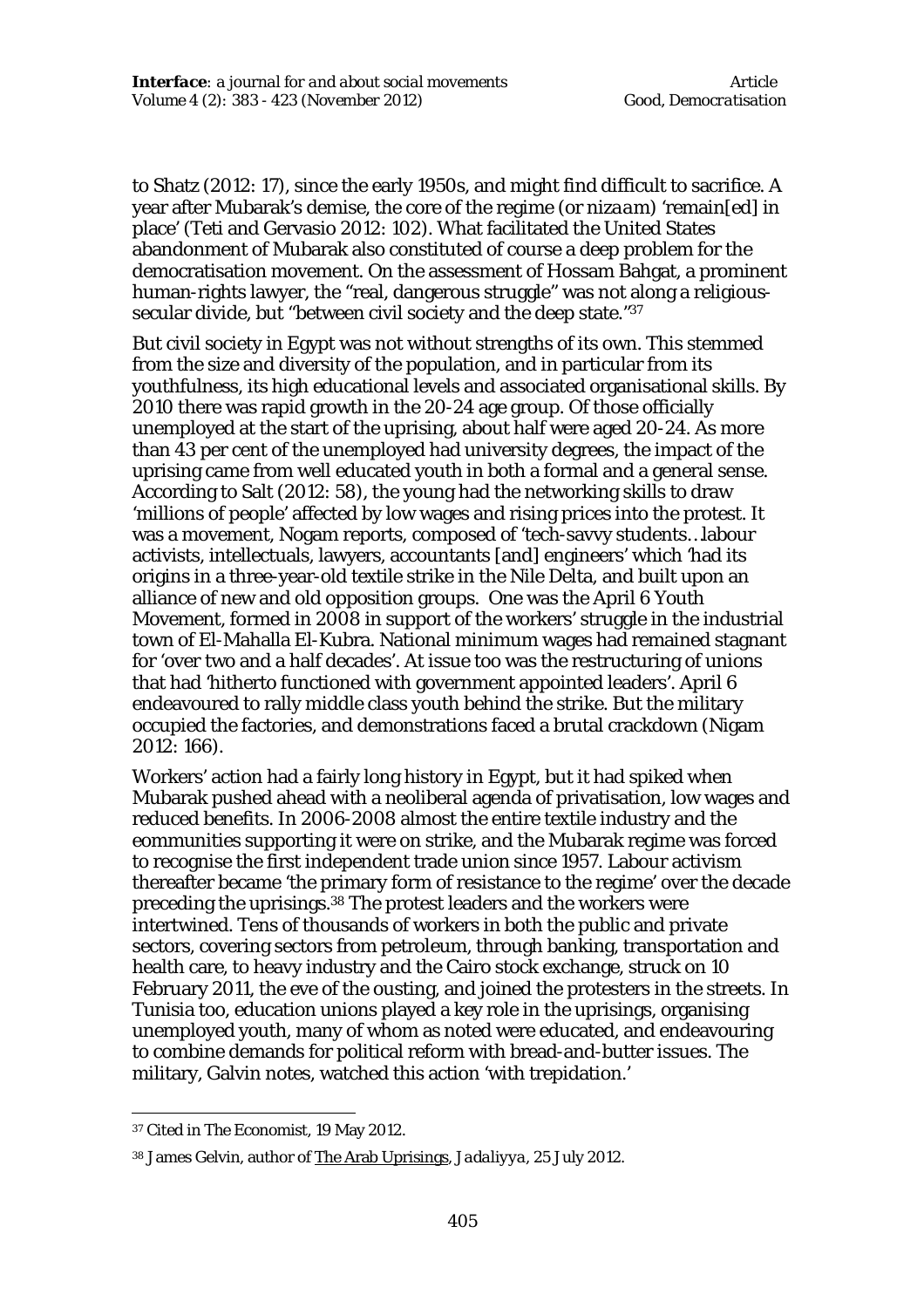to Shatz (2012: 17), since the early 1950s, and might find difficult to sacrifice. A year after Mubarak's demise, the core of the regime (or *nizaam*) 'remain[ed] in place' (Teti and Gervasio 2012: 102). What facilitated the United States abandonment of Mubarak also constituted of course a deep problem for the democratisation movement. On the assessment of Hossam Bahgat, a prominent human-rights lawyer, the "real, dangerous struggle" was not along a religious-secular divide, but "between civil society and the deep state."[37]

But civil society in Egypt was not without strengths of its own. This stemmed from the size and diversity of the population, and in particular from its youthfulness, its high educational levels and associated organisational skills. By 2010 there was rapid growth in the 20-24 age group. Of those officially unemployed at the start of the uprising, about half were aged 20-24. As more than 43 per cent of the unemployed had university degrees, the impact of the uprising came from well educated youth in both a formal and a general sense. According to Salt (2012: 58), the young had the networking skills to draw 'millions of people' affected by low wages and rising prices into the protest. It was a movement, Nogam reports, composed of 'tech-savvy students…labour activists, intellectuals, lawyers, accountants [and] engineers' which 'had its origins in a three-year-old textile strike in the Nile Delta, and built upon an alliance of new and old opposition groups. One was the April 6 Youth Movement, formed in 2008 in support of the workers' struggle in the industrial town of El-Mahalla El-Kubra. National minimum wages had remained stagnant for 'over two and a half decades'. At issue too was the restructuring of unions that had 'hitherto functioned with government appointed leaders'. April 6 endeavoured to rally middle class youth behind the strike. But the military occupied the factories, and demonstrations faced a brutal crackdown (Nigam 2012: 166).

Workers' action had a fairly long history in Egypt, but it had spiked when Mubarak pushed ahead with a neoliberal agenda of privatisation, low wages and reduced benefits. In 2006-2008 almost the entire textile industry and the communities supporting it were on strike, and the Mubarak regime was forced to recognise the first independent trade union since 1957. Labour activism thereafter became 'the primary form of resistance to the regime' over the decade preceding the uprisings.[38] The protest leaders and the workers were intertwined. Tens of thousands of workers in both the public and private sectors, covering sectors from petroleum, through banking, transportation and health care, to heavy industry and the Cairo stock exchange, struck on 10 February 2011, the eve of the ousting, and joined the protesters in the streets. In Tunisia too, education unions played a key role in the uprisings, organising unemployed youth, many of whom as noted were educated, and endeavouring to combine demands for political reform with bread-and-butter issues. The military, Galvin notes, watched this action 'with trepidation.'

[37] Cited in The Economist, 19 May 2012.

[38] James Gelvin, author of The Arab Uprisings, *Jadaliyya*, 25 July 2012.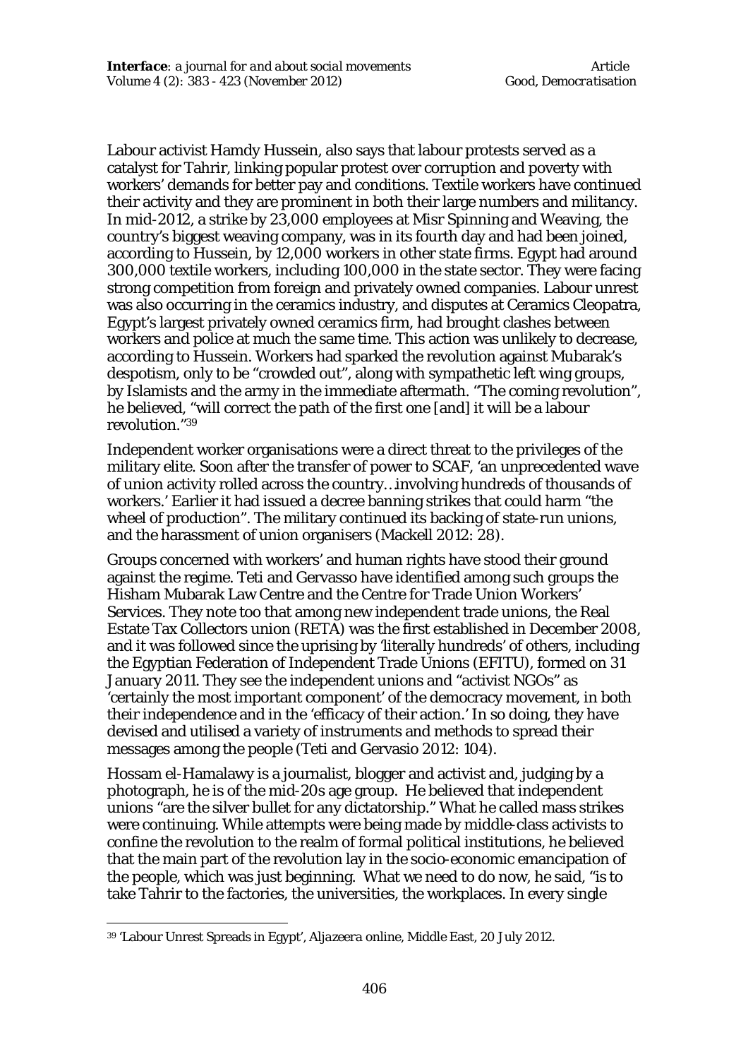Labour activist Hamdy Hussein, also says that labour protests served as a catalyst for Tahrir, linking popular protest over corruption and poverty with workers' demands for better pay and conditions. Textile workers have continued their activity and they are prominent in both their large numbers and militancy. In mid-2012, a strike by 23,000 employees at Misr Spinning and Weaving, the country's biggest weaving company, was in its fourth day and had been joined, according to Hussein, by 12,000 workers in other state firms. Egypt had around 300,000 textile workers, including 100,000 in the state sector. They were facing strong competition from foreign and privately owned companies. Labour unrest was also occurring in the ceramics industry, and disputes at Ceramics Cleopatra, Egypt's largest privately owned ceramics firm, had brought clashes between workers and police at much the same time. This action was unlikely to decrease, according to Hussein. Workers had sparked the revolution against Mubarak's despotism, only to be "crowded out", along with sympathetic left wing groups, by Islamists and the army in the immediate aftermath. "The coming revolution", he believed, "will correct the path of the first one [and] it will be a labour revolution."[39]

Independent worker organisations were a direct threat to the privileges of the military elite. Soon after the transfer of power to SCAF, 'an unprecedented wave of union activity rolled across the country…involving hundreds of thousands of workers.' Earlier it had issued a decree banning strikes that could harm "the wheel of production". The military continued its backing of state-run unions, and the harassment of union organisers (Mackell 2012: 28).

Groups concerned with workers' and human rights have stood their ground against the regime. Teti and Gervasso have identified among such groups the Hisham Mubarak Law Centre and the Centre for Trade Union Workers' Services. They note too that among new independent trade unions, the Real Estate Tax Collectors union (RETA) was the first established in December 2008, and it was followed since the uprising by 'literally hundreds' of others, including the Egyptian Federation of Independent Trade Unions (EFITU), formed on 31 January 2011. They see the independent unions and "activist NGOs" as 'certainly the most important component' of the democracy movement, in both their independence and in the 'efficacy of their action.' In so doing, they have devised and utilised a variety of instruments and methods to spread their messages among the people (Teti and Gervasio 2012: 104).

Hossam el-Hamalawy is a journalist, blogger and activist and, judging by a photograph, he is of the mid-20s age group. He believed that independent unions "are the silver bullet for any dictatorship." What he called mass strikes were continuing. While attempts were being made by middle-class activists to confine the revolution to the realm of formal political institutions, he believed that the main part of the revolution lay in the socio-economic emancipation of the people, which was just beginning. What we need to do now, he said, "is to take Tahrir to the factories, the universities, the workplaces. In every single

---

[39] 'Labour Unrest Spreads in Egypt', *Aljazeera online*, Middle East, 20 July 2012.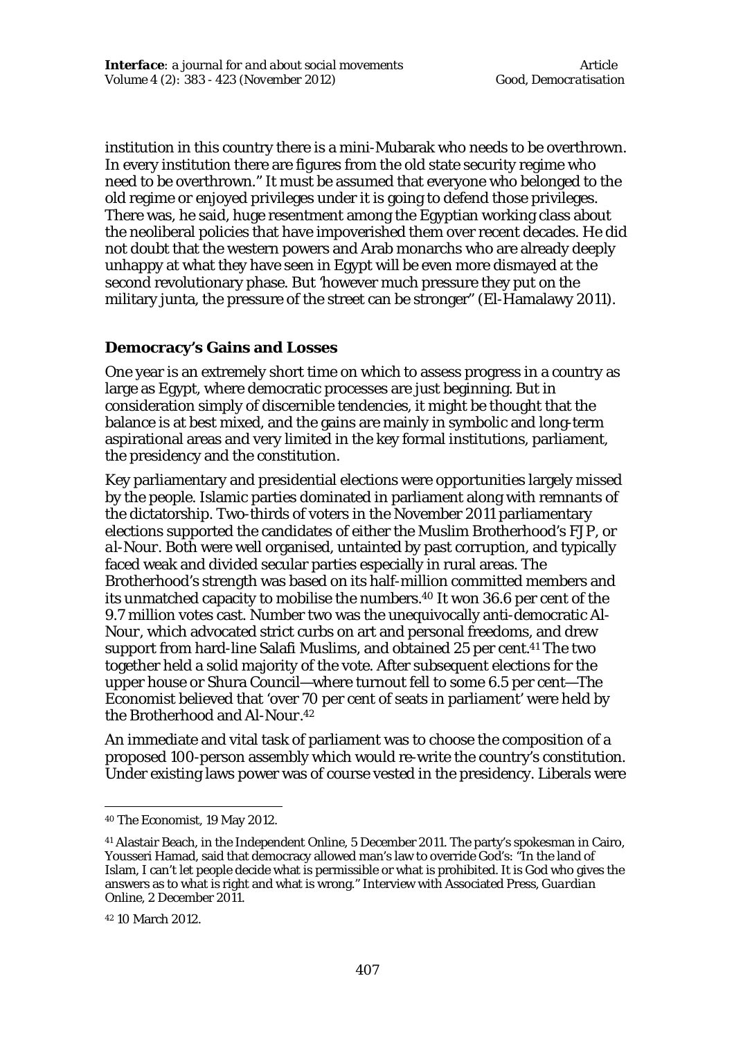institution in this country there is a mini-Mubarak who needs to be overthrown. In every institution there are figures from the old state security regime who need to be overthrown." It must be assumed that everyone who belonged to the old regime or enjoyed privileges under it is going to defend those privileges. There was, he said, huge resentment among the Egyptian working class about the neoliberal policies that have impoverished them over recent decades. He did not doubt that the western powers and Arab monarchs who are already deeply unhappy at what they have seen in Egypt will be even more dismayed at the second revolutionary phase. But 'however much pressure they put on the military junta, the pressure of the street can be stronger" (El-Hamalawy 2011).

## Democracy's Gains and Losses

One year is an extremely short time on which to assess progress in a country as large as Egypt, where democratic processes are just beginning. But in consideration simply of discernible tendencies, it might be thought that the balance is at best mixed, and the gains are mainly in symbolic and long-term aspirational areas and very limited in the key formal institutions, parliament, the presidency and the constitution.

Key parliamentary and presidential elections were opportunities largely missed by the people. Islamic parties dominated in parliament along with remnants of the dictatorship. Two-thirds of voters in the November 2011 parliamentary elections supported the candidates of either the Muslim Brotherhood's FJP, or *al-Nour*. Both were well organised, untainted by past corruption, and typically faced weak and divided secular parties especially in rural areas. The Brotherhood's strength was based on its half-million committed members and its unmatched capacity to mobilise the numbers.[40] It won 36.6 per cent of the 9.7 million votes cast. Number two was the unequivocally anti-democratic Al-Nour, which advocated strict curbs on art and personal freedoms, and drew support from hard-line Salafi Muslims, and obtained 25 per cent.[41] The two together held a solid majority of the vote. After subsequent elections for the upper house or Shura Council—where turnout fell to some 6.5 per cent—The Economist believed that 'over 70 per cent of seats in parliament' were held by the Brotherhood and Al-Nour.[42]

An immediate and vital task of parliament was to choose the composition of a proposed 100-person assembly which would re-write the country's constitution. Under existing laws power was of course vested in the presidency. Liberals were

---

[40] The Economist, 19 May 2012.

[41] Alastair Beach, in the Independent Online, 5 December 2011. The party's spokesman in Cairo, Yousseri Hamad, said that democracy allowed man's law to override God's: "In the land of Islam, I can't let people decide what is permissible or what is prohibited. It is God who gives the answers as to what is right and what is wrong." Interview with Associated Press, *Guardian Online*, 2 December 2011.

[42] 10 March 2012.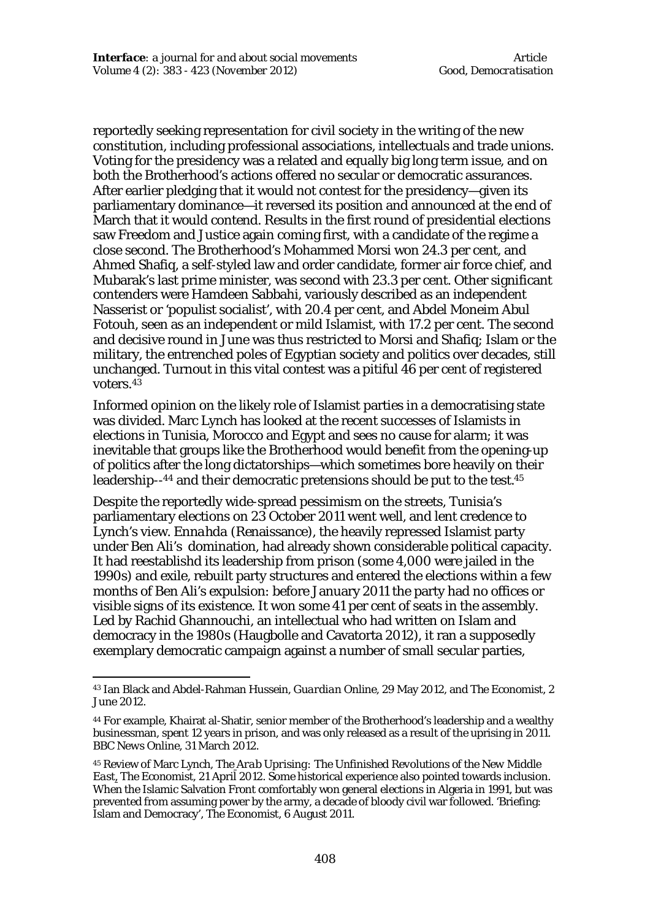reportedly seeking representation for civil society in the writing of the new constitution, including professional associations, intellectuals and trade unions. Voting for the presidency was a related and equally big long term issue, and on both the Brotherhood's actions offered no secular or democratic assurances. After earlier pledging that it would not contest for the presidency—given its parliamentary dominance—it reversed its position and announced at the end of March that it would contend. Results in the first round of presidential elections saw Freedom and Justice again coming first, with a candidate of the regime a close second. The Brotherhood's Mohammed Morsi won 24.3 per cent, and Ahmed Shafiq, a self-styled law and order candidate, former air force chief, and Mubarak's last prime minister, was second with 23.3 per cent. Other significant contenders were Hamdeen Sabbahi, variously described as an independent Nasserist or 'populist socialist', with 20.4 per cent, and Abdel Moneim Abul Fotouh, seen as an independent or mild Islamist, with 17.2 per cent. The second and decisive round in June was thus restricted to Morsi and Shafiq; Islam or the military, the entrenched poles of Egyptian society and politics over decades, still unchanged. Turnout in this vital contest was a pitiful 46 per cent of registered voters.[43]

Informed opinion on the likely role of Islamist parties in a democratising state was divided. Marc Lynch has looked at the recent successes of Islamists in elections in Tunisia, Morocco and Egypt and sees no cause for alarm; it was inevitable that groups like the Brotherhood would benefit from the opening-up of politics after the long dictatorships—which sometimes bore heavily on their leadership--[44] and their democratic pretensions should be put to the test.[45]

Despite the reportedly wide-spread pessimism on the streets, Tunisia's parliamentary elections on 23 October 2011 went well, and lent credence to Lynch's view. *Ennahda* (Renaissance), the heavily repressed Islamist party under Ben Ali's domination, had already shown considerable political capacity. It had reestablishd its leadership from prison (some 4,000 were jailed in the 1990s) and exile, rebuilt party structures and entered the elections within a few months of Ben Ali's expulsion: before January 2011 the party had no offices or visible signs of its existence. It won some 41 per cent of seats in the assembly. Led by Rachid Ghannouchi, an intellectual who had written on Islam and democracy in the 1980s (Haugbolle and Cavatorta 2012), it ran a supposedly exemplary democratic campaign against a number of small secular parties,

---

[43] Ian Black and Abdel-Rahman Hussein, *Guardian Online*, 29 May 2012, and The Economist, 2 June 2012.

[44] For example, Khairat al-Shatir, senior member of the Brotherhood's leadership and a wealthy businessman, spent 12 years in prison, and was only released as a result of the uprising in 2011. BBC News Online, 31 March 2012.

[45] Review of Marc Lynch, *The Arab Uprising: The Unfinished Revolutions of the New Middle East*, The Economist, 21 April 2012. Some historical experience also pointed towards inclusion. When the Islamic Salvation Front comfortably won general elections in Algeria in 1991, but was prevented from assuming power by the army, a decade of bloody civil war followed. 'Briefing: Islam and Democracy', The Economist, 6 August 2011.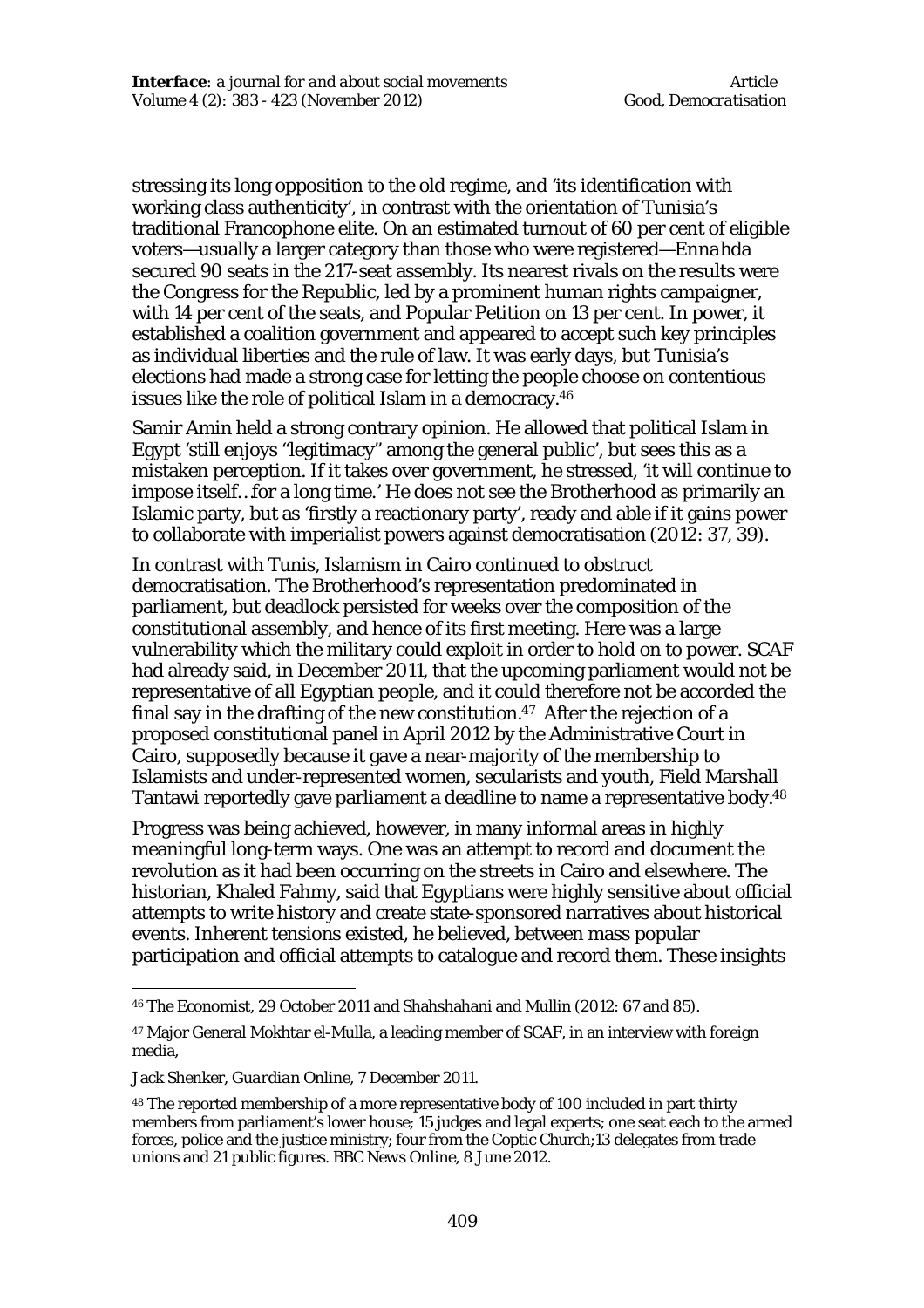stressing its long opposition to the old regime, and 'its identification with working class authenticity', in contrast with the orientation of Tunisia's traditional Francophone elite. On an estimated turnout of 60 per cent of eligible voters—usually a larger category than those who were registered—*Ennahda* secured 90 seats in the 217-seat assembly. Its nearest rivals on the results were the Congress for the Republic, led by a prominent human rights campaigner, with 14 per cent of the seats, and Popular Petition on 13 per cent. In power, it established a coalition government and appeared to accept such key principles as individual liberties and the rule of law. It was early days, but Tunisia's elections had made a strong case for letting the people choose on contentious issues like the role of political Islam in a democracy.[46]

Samir Amin held a strong contrary opinion. He allowed that political Islam in Egypt 'still enjoys "legitimacy" among the general public', but sees this as a mistaken perception. If it takes over government, he stressed, 'it will continue to impose itself…for a long time.' He does not see the Brotherhood as primarily an Islamic party, but as 'firstly a reactionary party', ready and able if it gains power to collaborate with imperialist powers against democratisation (2012: 37, 39).

In contrast with Tunis, Islamism in Cairo continued to obstruct democratisation. The Brotherhood's representation predominated in parliament, but deadlock persisted for weeks over the composition of the constitutional assembly, and hence of its first meeting. Here was a large vulnerability which the military could exploit in order to hold on to power. SCAF had already said, in December 2011, that the upcoming parliament would not be representative of all Egyptian people, and it could therefore not be accorded the final say in the drafting of the new constitution.[47] After the rejection of a proposed constitutional panel in April 2012 by the Administrative Court in Cairo, supposedly because it gave a near-majority of the membership to Islamists and under-represented women, secularists and youth, Field Marshall Tantawi reportedly gave parliament a deadline to name a representative body.[48]

Progress was being achieved, however, in many informal areas in highly meaningful long-term ways. One was an attempt to record and document the revolution as it had been occurring on the streets in Cairo and elsewhere. The historian, Khaled Fahmy, said that Egyptians were highly sensitive about official attempts to write history and create state-sponsored narratives about historical events. Inherent tensions existed, he believed, between mass popular participation and official attempts to catalogue and record them. These insights

---

[46] The Economist, 29 October 2011 and Shahshahani and Mullin (2012: 67 and 85).

[47] Major General Mokhtar el-Mulla, a leading member of SCAF, in an interview with foreign media,

Jack Shenker, *Guardian Online*, 7 December 2011.

[48] The reported membership of a more representative body of 100 included in part thirty members from parliament's lower house; 15 judges and legal experts; one seat each to the armed forces, police and the justice ministry; four from the Coptic Church;13 delegates from trade unions and 21 public figures. BBC News Online, 8 June 2012.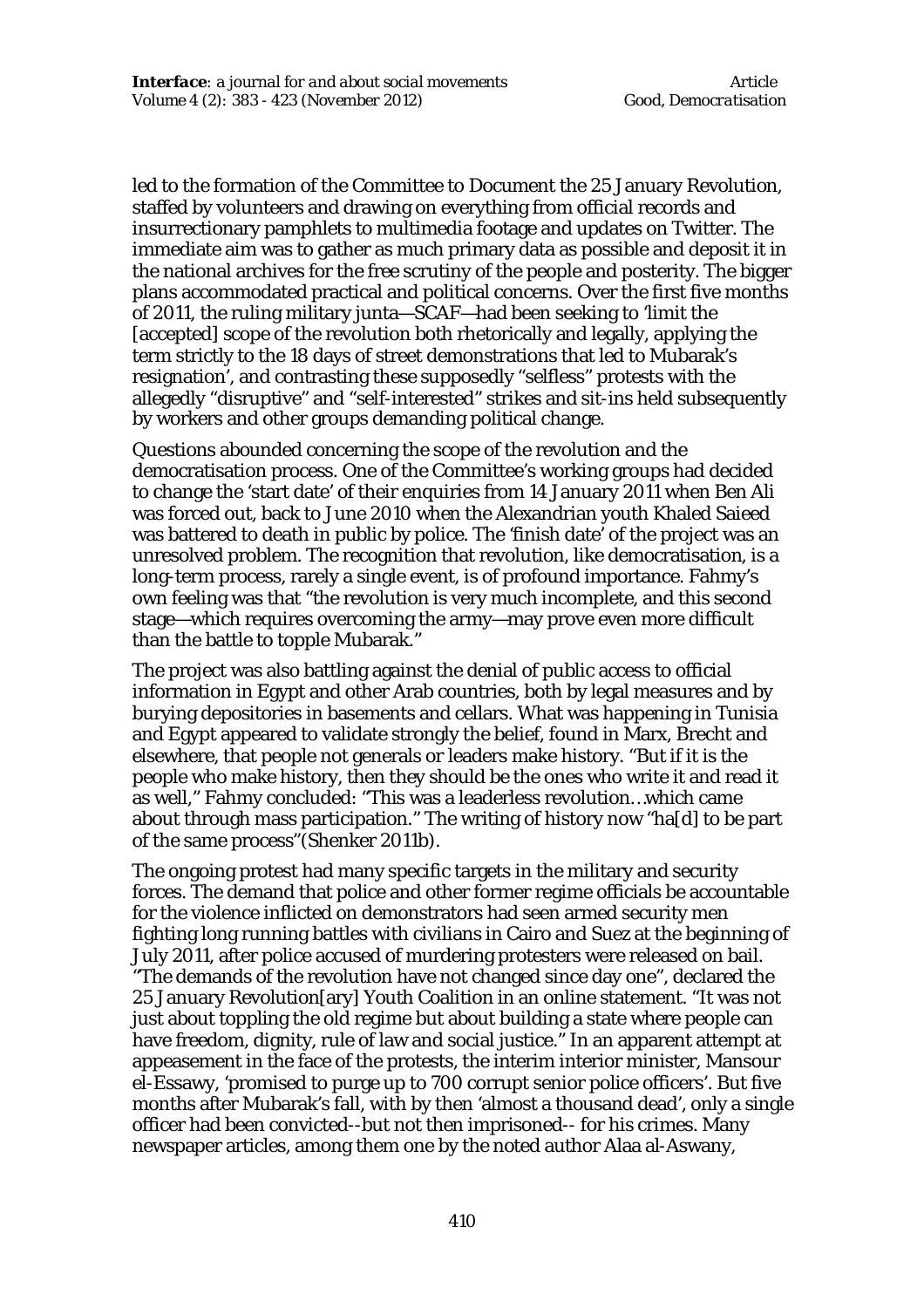led to the formation of the Committee to Document the 25 January Revolution, staffed by volunteers and drawing on everything from official records and insurrectionary pamphlets to multimedia footage and updates on Twitter. The immediate aim was to gather as much primary data as possible and deposit it in the national archives for the free scrutiny of the people and posterity. The bigger plans accommodated practical and political concerns. Over the first five months of 2011, the ruling military junta—SCAF—had been seeking to 'limit the [accepted] scope of the revolution both rhetorically and legally, applying the term strictly to the 18 days of street demonstrations that led to Mubarak's resignation', and contrasting these supposedly "selfless" protests with the allegedly "disruptive" and "self-interested" strikes and sit-ins held subsequently by workers and other groups demanding political change.

Questions abounded concerning the scope of the revolution and the democratisation process. One of the Committee's working groups had decided to change the 'start date' of their enquiries from 14 January 2011 when Ben Ali was forced out, back to June 2010 when the Alexandrian youth Khaled Saieed was battered to death in public by police. The 'finish date' of the project was an unresolved problem. The recognition that revolution, like democratisation, is a long-term process, rarely a single event, is of profound importance. Fahmy's own feeling was that "the revolution is very much incomplete, and this second stage—which requires overcoming the army—may prove even more difficult than the battle to topple Mubarak."

The project was also battling against the denial of public access to official information in Egypt and other Arab countries, both by legal measures and by burying depositories in basements and cellars. What was happening in Tunisia and Egypt appeared to validate strongly the belief, found in Marx, Brecht and elsewhere, that people not generals or leaders make history. "But if it is the people who make history, then they should be the ones who write it and read it as well," Fahmy concluded: "This was a leaderless revolution…which came about through mass participation." The writing of history now "ha[d] to be part of the same process"(Shenker 2011b).

The ongoing protest had many specific targets in the military and security forces. The demand that police and other former regime officials be accountable for the violence inflicted on demonstrators had seen armed security men fighting long running battles with civilians in Cairo and Suez at the beginning of July 2011, after police accused of murdering protesters were released on bail. "The demands of the revolution have not changed since day one", declared the 25 January Revolution[ary] Youth Coalition in an online statement. "It was not just about toppling the old regime but about building a state where people can have freedom, dignity, rule of law and social justice." In an apparent attempt at appeasement in the face of the protests, the interim interior minister, Mansour el-Essawy, 'promised to purge up to 700 corrupt senior police officers'. But five months after Mubarak's fall, with by then 'almost a thousand dead', only a single officer had been convicted--but not then imprisoned-- for his crimes. Many newspaper articles, among them one by the noted author Alaa al-Aswany,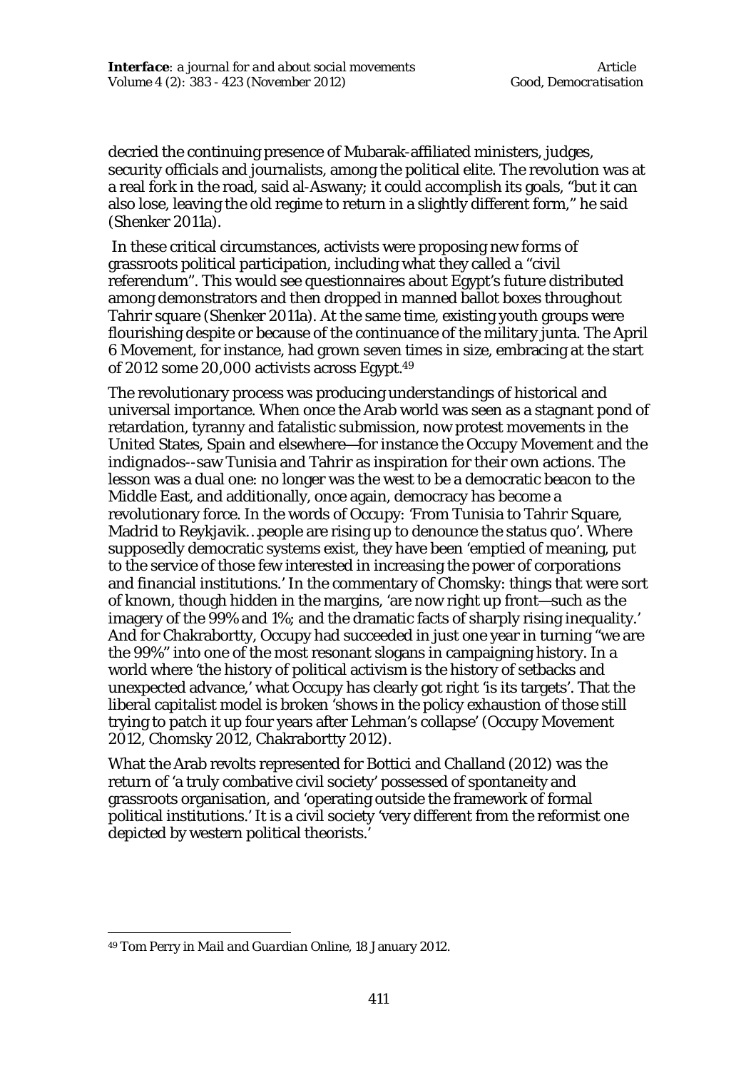decried the continuing presence of Mubarak-affiliated ministers, judges, security officials and journalists, among the political elite. The revolution was at a real fork in the road, said al-Aswany; it could accomplish its goals, "but it can also lose, leaving the old regime to return in a slightly different form," he said (Shenker 2011a).

In these critical circumstances, activists were proposing new forms of grassroots political participation, including what they called a "civil referendum". This would see questionnaires about Egypt's future distributed among demonstrators and then dropped in manned ballot boxes throughout Tahrir square (Shenker 2011a). At the same time, existing youth groups were flourishing despite or because of the continuance of the military junta. The April 6 Movement, for instance, had grown seven times in size, embracing at the start of 2012 some 20,000 activists across Egypt.[49]

The revolutionary process was producing understandings of historical and universal importance. When once the Arab world was seen as a stagnant pond of retardation, tyranny and fatalistic submission, now protest movements in the United States, Spain and elsewhere—for instance the Occupy Movement and the *indignados*--saw Tunisia and Tahrir as inspiration for their own actions. The lesson was a dual one: no longer was the west to be a democratic beacon to the Middle East, and additionally, once again, democracy has become a revolutionary force. In the words of Occupy: 'From Tunisia to Tahrir Square, Madrid to Reykjavik…people are rising up to denounce the status quo'. Where supposedly democratic systems exist, they have been 'emptied of meaning, put to the service of those few interested in increasing the power of corporations and financial institutions.' In the commentary of Chomsky: things that were sort of known, though hidden in the margins, 'are now right up front—such as the imagery of the 99% and 1%; and the dramatic facts of sharply rising inequality.' And for Chakrabortty, Occupy had succeeded in just one year in turning "we are the 99%" into one of the most resonant slogans in campaigning history. In a world where 'the history of political activism is the history of setbacks and unexpected advance,' what Occupy has clearly got right 'is its targets'. That the liberal capitalist model is broken 'shows in the policy exhaustion of those still trying to patch it up four years after Lehman's collapse' (Occupy Movement 2012, Chomsky 2012, Chakrabortty 2012).

What the Arab revolts represented for Bottici and Challand (2012) was the return of 'a truly combative civil society' possessed of spontaneity and grassroots organisation, and 'operating outside the framework of formal political institutions.' It is a civil society 'very different from the reformist one depicted by western political theorists.'

---

[49] Tom Perry in *Mail and Guardian Online*, 18 January 2012.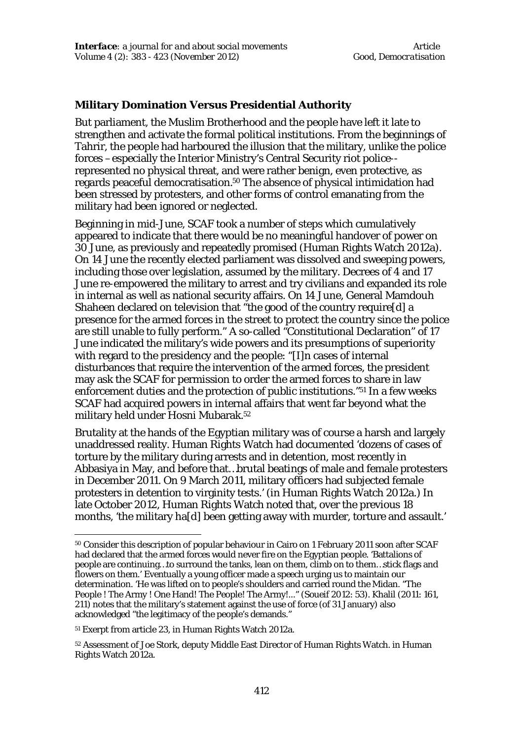## Military Domination Versus Presidential Authority

But parliament, the Muslim Brotherhood and the people have left it late to strengthen and activate the formal political institutions. From the beginnings of Tahrir, the people had harboured the illusion that the military, unlike the police forces – especially the Interior Ministry's Central Security riot police--represented no physical threat, and were rather benign, even protective, as regards peaceful democratisation.[50] The absence of physical intimidation had been stressed by protesters, and other forms of control emanating from the military had been ignored or neglected.

Beginning in mid-June, SCAF took a number of steps which cumulatively appeared to indicate that there would be no meaningful handover of power on 30 June, as previously and repeatedly promised (Human Rights Watch 2012a). On 14 June the recently elected parliament was dissolved and sweeping powers, including those over legislation, assumed by the military. Decrees of 4 and 17 June re-empowered the military to arrest and try civilians and expanded its role in internal as well as national security affairs. On 14 June, General Mamdouh Shaheen declared on television that "the good of the country require[d] a presence for the armed forces in the street to protect the country since the police are still unable to fully perform." A so-called "Constitutional Declaration" of 17 June indicated the military's wide powers and its presumptions of superiority with regard to the presidency and the people: "[I]n cases of internal disturbances that require the intervention of the armed forces, the president may ask the SCAF for permission to order the armed forces to share in law enforcement duties and the protection of public institutions."[51] In a few weeks SCAF had acquired powers in internal affairs that went far beyond what the military held under Hosni Mubarak.[52]

Brutality at the hands of the Egyptian military was of course a harsh and largely unaddressed reality. Human Rights Watch had documented 'dozens of cases of torture by the military during arrests and in detention, most recently in Abbasiya in May, and before that…brutal beatings of male and female protesters in December 2011. On 9 March 2011, military officers had subjected female protesters in detention to virginity tests.' (in Human Rights Watch 2012a.) In late October 2012, Human Rights Watch noted that, over the previous 18 months, 'the military ha[d] been getting away with murder, torture and assault.'

---

[50] Consider this description of popular behaviour in Cairo on 1 February 2011 soon after SCAF had declared that the armed forces would never fire on the Egyptian people. 'Battalions of people are continuing…to surround the tanks, lean on them, climb on to them…stick flags and flowers on them.' Eventually a young officer made a speech urging us to maintain our determination. 'He was lifted on to people's shoulders and carried round the Midan. "The People ! The Army ! One Hand! The People! The Army!..." (Soueif 2012: 53). Khalil (2011: 161, 211) notes that the military's statement against the use of force (of 31 January) also acknowledged "the legitimacy of the people's demands."

[51] Exerpt from article 23, in Human Rights Watch 2012a.

[52] Assessment of Joe Stork, deputy Middle East Director of Human Rights Watch. in Human Rights Watch 2012a.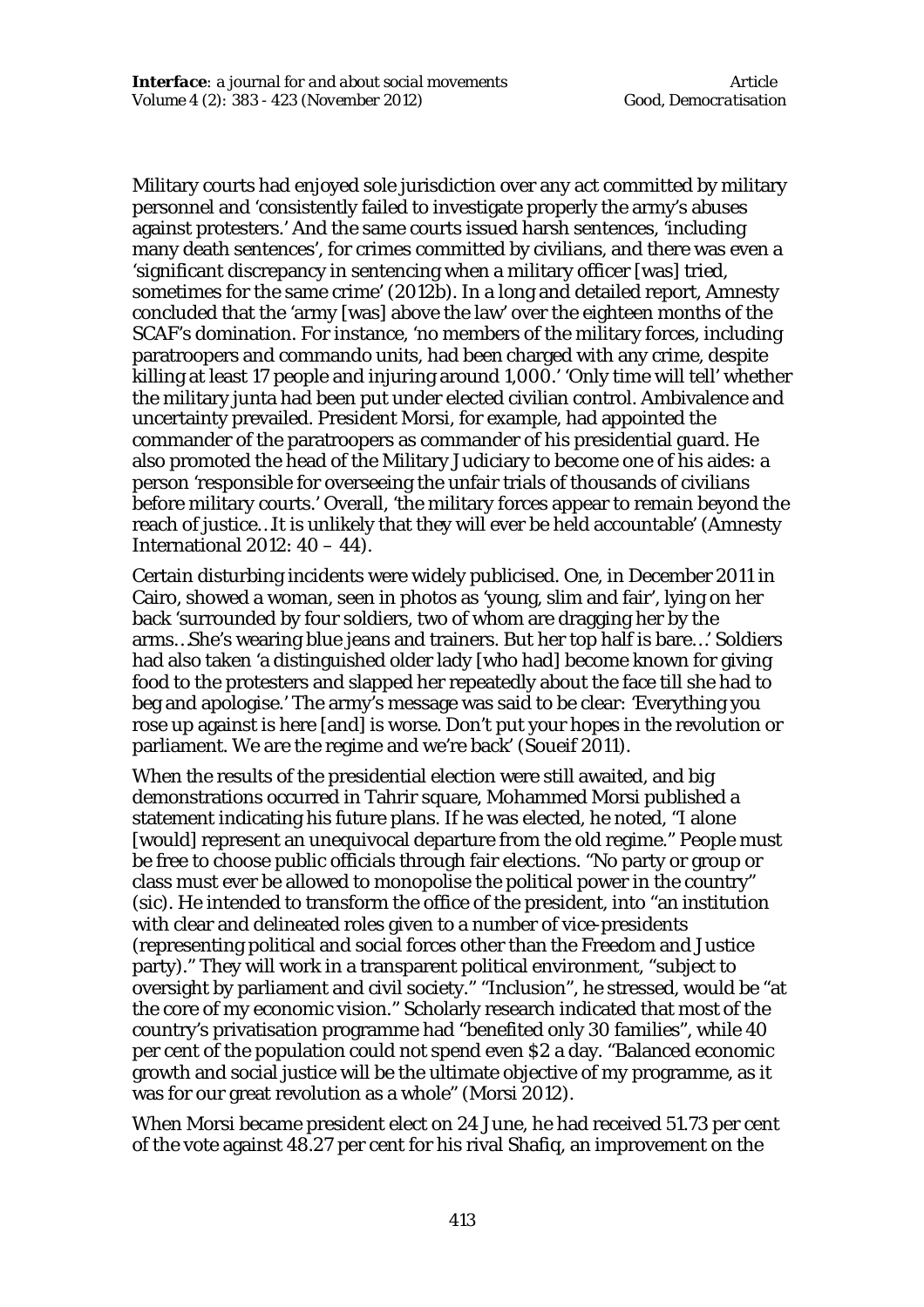Military courts had enjoyed sole jurisdiction over any act committed by military personnel and 'consistently failed to investigate properly the army's abuses against protesters.' And the same courts issued harsh sentences, 'including many death sentences', for crimes committed by civilians, and there was even a 'significant discrepancy in sentencing when a military officer [was] tried, sometimes for the same crime' (2012b). In a long and detailed report, Amnesty concluded that the 'army [was] above the law' over the eighteen months of the SCAF's domination. For instance, 'no members of the military forces, including paratroopers and commando units, had been charged with any crime, despite killing at least 17 people and injuring around 1,000.' 'Only time will tell' whether the military junta had been put under elected civilian control. Ambivalence and uncertainty prevailed. President Morsi, for example, had appointed the commander of the paratroopers as commander of his presidential guard. He also promoted the head of the Military Judiciary to become one of his aides: a person 'responsible for overseeing the unfair trials of thousands of civilians before military courts.' Overall, 'the military forces appear to remain beyond the reach of justice…It is unlikely that they will ever be held accountable' (Amnesty International 2012: 40 – 44).

Certain disturbing incidents were widely publicised. One, in December 2011 in Cairo, showed a woman, seen in photos as 'young, slim and fair', lying on her back 'surrounded by four soldiers, two of whom are dragging her by the arms…She's wearing blue jeans and trainers. But her top half is bare…' Soldiers had also taken 'a distinguished older lady [who had] become known for giving food to the protesters and slapped her repeatedly about the face till she had to beg and apologise.' The army's message was said to be clear: 'Everything you rose up against is here [and] is worse. Don't put your hopes in the revolution or parliament. We are the regime and we're back' (Soueif 2011).

When the results of the presidential election were still awaited, and big demonstrations occurred in Tahrir square, Mohammed Morsi published a statement indicating his future plans. If he was elected, he noted, "I alone [would] represent an unequivocal departure from the old regime." People must be free to choose public officials through fair elections. "No party or group or class must ever be allowed to monopolise the political power in the country" (sic). He intended to transform the office of the president, into "an institution with clear and delineated roles given to a number of vice-presidents (representing political and social forces other than the Freedom and Justice party)." They will work in a transparent political environment, "subject to oversight by parliament and civil society." "Inclusion", he stressed, would be "at the core of my economic vision." Scholarly research indicated that most of the country's privatisation programme had "benefited only 30 families", while 40 per cent of the population could not spend even $2 a day. "Balanced economic growth and social justice will be the ultimate objective of my programme, as it was for our great revolution as a whole" (Morsi 2012).

When Morsi became president elect on 24 June, he had received 51.73 per cent of the vote against 48.27 per cent for his rival Shafiq, an improvement on the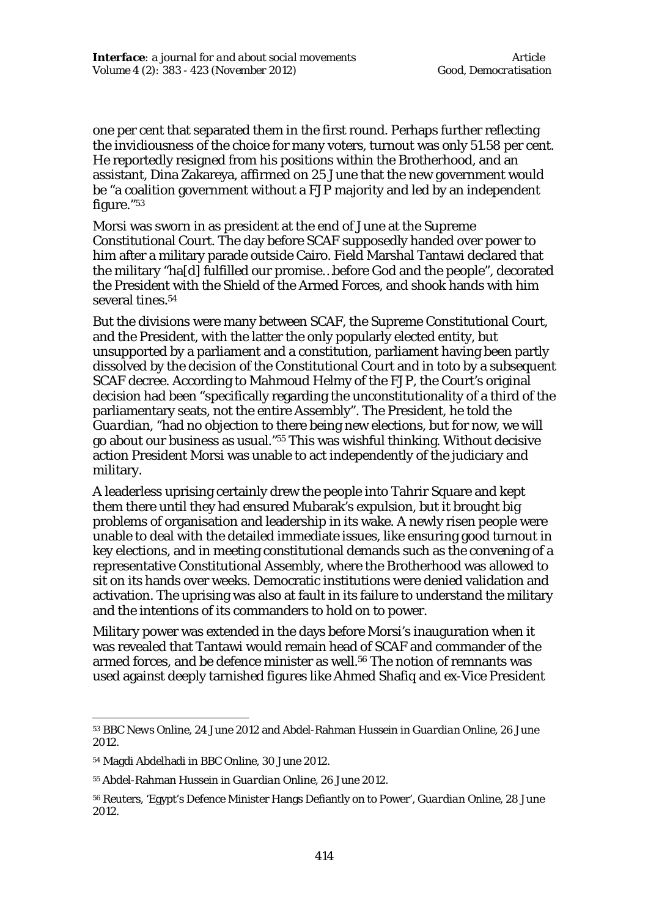one per cent that separated them in the first round. Perhaps further reflecting the invidiousness of the choice for many voters, turnout was only 51.58 per cent. He reportedly resigned from his positions within the Brotherhood, and an assistant, Dina Zakareya, affirmed on 25 June that the new government would be "a coalition government without a FJP majority and led by an independent figure."[53]

Morsi was sworn in as president at the end of June at the Supreme Constitutional Court. The day before SCAF supposedly handed over power to him after a military parade outside Cairo. Field Marshal Tantawi declared that the military "ha[d] fulfilled our promise…before God and the people", decorated the President with the Shield of the Armed Forces, and shook hands with him several tines.[54]

But the divisions were many between SCAF, the Supreme Constitutional Court, and the President, with the latter the only popularly elected entity, but unsupported by a parliament and a constitution, parliament having been partly dissolved by the decision of the Constitutional Court and in toto by a subsequent SCAF decree. According to Mahmoud Helmy of the FJP, the Court's original decision had been "specifically regarding the unconstitutionality of a third of the parliamentary seats, not the entire Assembly". The President, he told the *Guardian*, "had no objection to there being new elections, but for now, we will go about our business as usual."[55] This was wishful thinking. Without decisive action President Morsi was unable to act independently of the judiciary and military.

A leaderless uprising certainly drew the people into Tahrir Square and kept them there until they had ensured Mubarak's expulsion, but it brought big problems of organisation and leadership in its wake. A newly risen people were unable to deal with the detailed immediate issues, like ensuring good turnout in key elections, and in meeting constitutional demands such as the convening of a representative Constitutional Assembly, where the Brotherhood was allowed to sit on its hands over weeks. Democratic institutions were denied validation and activation. The uprising was also at fault in its failure to understand the military and the intentions of its commanders to hold on to power.

Military power was extended in the days before Morsi's inauguration when it was revealed that Tantawi would remain head of SCAF and commander of the armed forces, and be defence minister as well.[56] The notion of remnants was used against deeply tarnished figures like Ahmed Shafiq and ex-Vice President

---

[53] BBC News Online, 24 June 2012 and Abdel-Rahman Hussein in *Guardian Online*, 26 June 2012.

[54] Magdi Abdelhadi in BBC Online, 30 June 2012.

[55] Abdel-Rahman Hussein in *Guardian Online*, 26 June 2012.

[56] Reuters, 'Egypt's Defence Minister Hangs Defiantly on to Power', *Guardian Online*, 28 June 2012.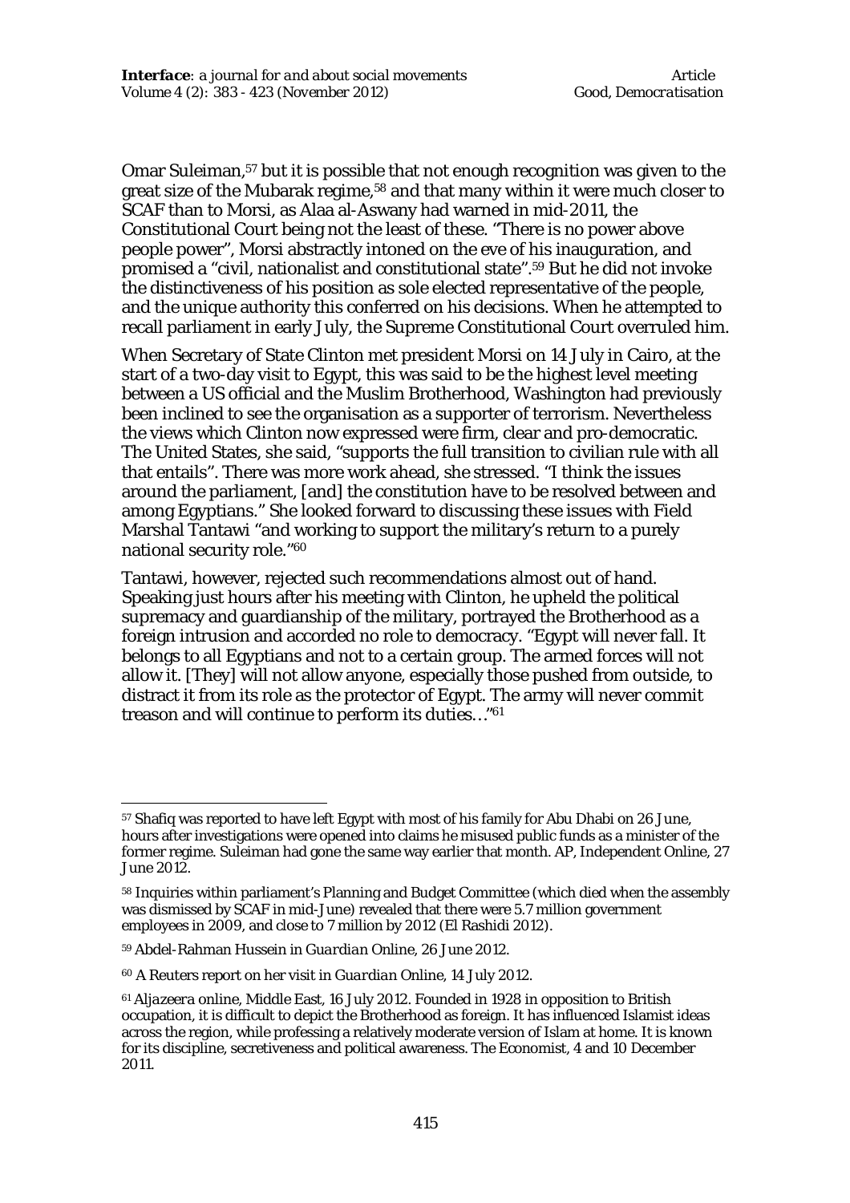Omar Suleiman,[57] but it is possible that not enough recognition was given to the great size of the Mubarak regime,[58] and that many within it were much closer to SCAF than to Morsi, as Alaa al-Aswany had warned in mid-2011, the Constitutional Court being not the least of these. "There is no power above people power", Morsi abstractly intoned on the eve of his inauguration, and promised a "civil, nationalist and constitutional state".[59] But he did not invoke the distinctiveness of his position as sole elected representative of the people, and the unique authority this conferred on his decisions. When he attempted to recall parliament in early July, the Supreme Constitutional Court overruled him.

When Secretary of State Clinton met president Morsi on 14 July in Cairo, at the start of a two-day visit to Egypt, this was said to be the highest level meeting between a US official and the Muslim Brotherhood, Washington had previously been inclined to see the organisation as a supporter of terrorism. Nevertheless the views which Clinton now expressed were firm, clear and pro-democratic. The United States, she said, "supports the full transition to civilian rule with all that entails". There was more work ahead, she stressed. "I think the issues around the parliament, [and] the constitution have to be resolved between and among Egyptians." She looked forward to discussing these issues with Field Marshal Tantawi "and working to support the military's return to a purely national security role."[60]

Tantawi, however, rejected such recommendations almost out of hand. Speaking just hours after his meeting with Clinton, he upheld the political supremacy and guardianship of the military, portrayed the Brotherhood as a foreign intrusion and accorded no role to democracy. "Egypt will never fall. It belongs to all Egyptians and not to a certain group. The armed forces will not allow it. [They] will not allow anyone, especially those pushed from outside, to distract it from its role as the protector of Egypt. The army will never commit treason and will continue to perform its duties…"[61]

---

[57] Shafiq was reported to have left Egypt with most of his family for Abu Dhabi on 26 June, hours after investigations were opened into claims he misused public funds as a minister of the former regime. Suleiman had gone the same way earlier that month. AP, Independent Online, 27 June 2012.

[58] Inquiries within parliament's Planning and Budget Committee (which died when the assembly was dismissed by SCAF in mid-June) revealed that there were 5.7 million government employees in 2009, and close to 7 million by 2012 (El Rashidi 2012).

[59] Abdel-Rahman Hussein in *Guardian Online*, 26 June 2012.

[60] A Reuters report on her visit in *Guardian Online*, 14 July 2012.

[61] *Aljazeera online*, Middle East, 16 July 2012. Founded in 1928 in opposition to British occupation, it is difficult to depict the Brotherhood as foreign. It has influenced Islamist ideas across the region, while professing a relatively moderate version of Islam at home. It is known for its discipline, secretiveness and political awareness. The Economist, 4 and 10 December 2011.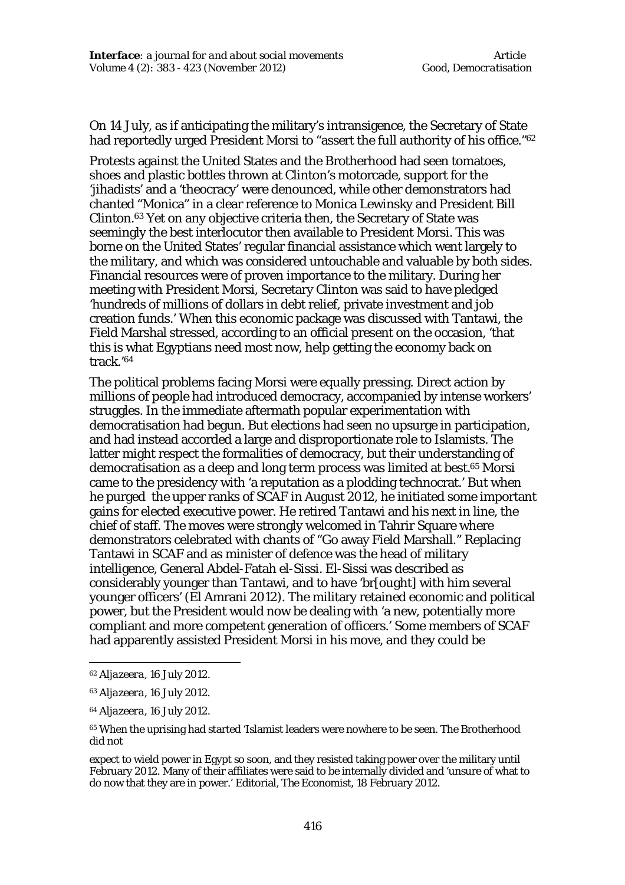On 14 July, as if anticipating the military's intransigence, the Secretary of State had reportedly urged President Morsi to "assert the full authority of his office."[62]

Protests against the United States and the Brotherhood had seen tomatoes, shoes and plastic bottles thrown at Clinton's motorcade, support for the 'jihadists' and a 'theocracy' were denounced, while other demonstrators had chanted "Monica" in a clear reference to Monica Lewinsky and President Bill Clinton.[63] Yet on any objective criteria then, the Secretary of State was seemingly the best interlocutor then available to President Morsi. This was borne on the United States' regular financial assistance which went largely to the military, and which was considered untouchable and valuable by both sides. Financial resources were of proven importance to the military. During her meeting with President Morsi, Secretary Clinton was said to have pledged 'hundreds of millions of dollars in debt relief, private investment and job creation funds.' When this economic package was discussed with Tantawi, the Field Marshal stressed, according to an official present on the occasion, 'that this is what Egyptians need most now, help getting the economy back on track.'[64]

The political problems facing Morsi were equally pressing. Direct action by millions of people had introduced democracy, accompanied by intense workers' struggles. In the immediate aftermath popular experimentation with democratisation had begun. But elections had seen no upsurge in participation, and had instead accorded a large and disproportionate role to Islamists. The latter might respect the formalities of democracy, but their understanding of democratisation as a deep and long term process was limited at best.[65] Morsi came to the presidency with 'a reputation as a plodding technocrat.' But when he purged the upper ranks of SCAF in August 2012, he initiated some important gains for elected executive power. He retired Tantawi and his next in line, the chief of staff. The moves were strongly welcomed in Tahrir Square where demonstrators celebrated with chants of "Go away Field Marshall." Replacing Tantawi in SCAF and as minister of defence was the head of military intelligence, General Abdel-Fatah el-Sissi. El-Sissi was described as considerably younger than Tantawi, and to have 'br[ought] with him several younger officers' (El Amrani 2012). The military retained economic and political power, but the President would now be dealing with 'a new, potentially more compliant and more competent generation of officers.' Some members of SCAF had apparently assisted President Morsi in his move, and they could be

---

[62] *Aljazeera*, 16 July 2012.

[63] *Aljazeera*, 16 July 2012.

[64] *Aljazeera*, 16 July 2012.

[65] When the uprising had started 'Islamist leaders were nowhere to be seen. The Brotherhood did not

expect to wield power in Egypt so soon, and they resisted taking power over the military until February 2012. Many of their affiliates were said to be internally divided and 'unsure of what to do now that they are in power.' Editorial, The Economist, 18 February 2012.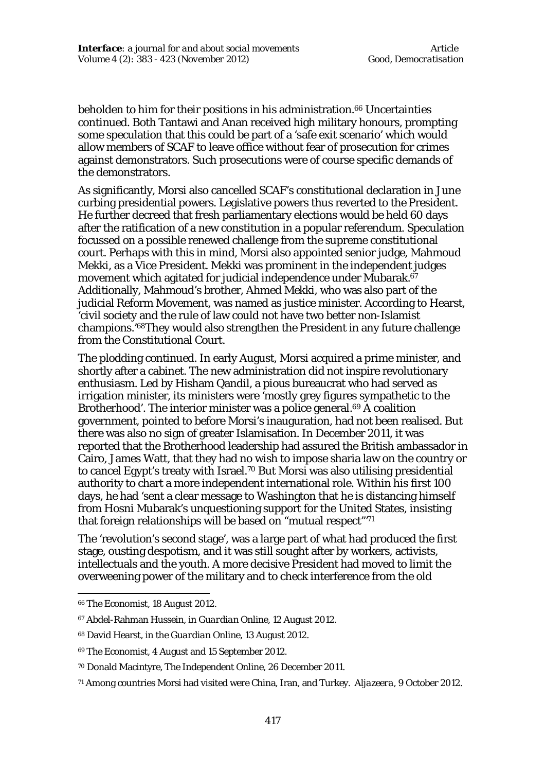beholden to him for their positions in his administration.[66] Uncertainties continued. Both Tantawi and Anan received high military honours, prompting some speculation that this could be part of a 'safe exit scenario' which would allow members of SCAF to leave office without fear of prosecution for crimes against demonstrators. Such prosecutions were of course specific demands of the demonstrators.

As significantly, Morsi also cancelled SCAF's constitutional declaration in June curbing presidential powers. Legislative powers thus reverted to the President. He further decreed that fresh parliamentary elections would be held 60 days after the ratification of a new constitution in a popular referendum. Speculation focussed on a possible renewed challenge from the supreme constitutional court. Perhaps with this in mind, Morsi also appointed senior judge, Mahmoud Mekki, as a Vice President. Mekki was prominent in the independent judges movement which agitated for judicial independence under Mubarak.[67] Additionally, Mahmoud's brother, Ahmed Mekki, who was also part of the judicial Reform Movement, was named as justice minister. According to Hearst, 'civil society and the rule of law could not have two better non-Islamist champions.'[68]They would also strengthen the President in any future challenge from the Constitutional Court.

The plodding continued. In early August, Morsi acquired a prime minister, and shortly after a cabinet. The new administration did not inspire revolutionary enthusiasm. Led by Hisham Qandil, a pious bureaucrat who had served as irrigation minister, its ministers were 'mostly grey figures sympathetic to the Brotherhood'. The interior minister was a police general.[69] A coalition government, pointed to before Morsi's inauguration, had not been realised. But there was also no sign of greater Islamisation. In December 2011, it was reported that the Brotherhood leadership had assured the British ambassador in Cairo, James Watt, that they had no wish to impose sharia law on the country or to cancel Egypt's treaty with Israel.[70] But Morsi was also utilising presidential authority to chart a more independent international role. Within his first 100 days, he had 'sent a clear message to Washington that he is distancing himself from Hosni Mubarak's unquestioning support for the United States, insisting that foreign relationships will be based on "mutual respect"'[71]

The 'revolution's second stage', was a large part of what had produced the first stage, ousting despotism, and it was still sought after by workers, activists, intellectuals and the youth. A more decisive President had moved to limit the overweening power of the military and to check interference from the old

---

[66] The Economist, 18 August 2012.

[67] Abdel-Rahman Hussein, in *Guardian Online*, 12 August 2012.

[68] David Hearst, in the *Guardian Online*, 13 August 2012.

[69] The Economist, 4 August and 15 September 2012.

[70] Donald Macintyre, The Independent Online, 26 December 2011.

[71] Among countries Morsi had visited were China, Iran, and Turkey. *Aljazeera*, 9 October 2012.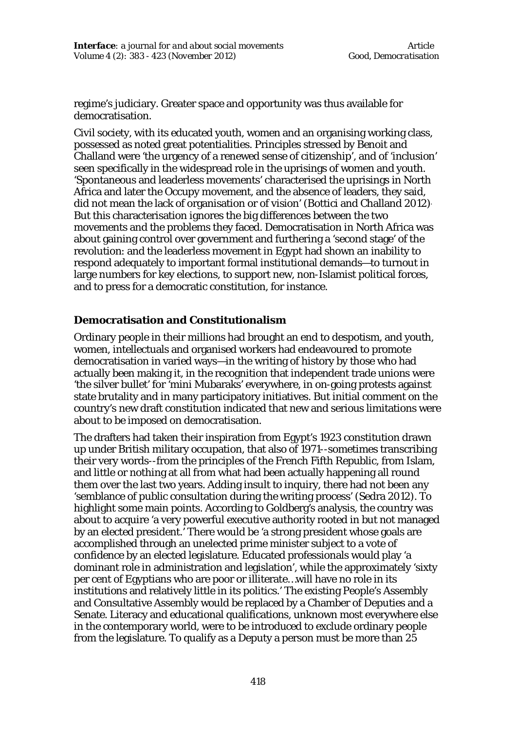regime's judiciary. Greater space and opportunity was thus available for democratisation.

Civil society, with its educated youth, women and an organising working class, possessed as noted great potentialities. Principles stressed by Benoit and Challand were 'the urgency of a renewed sense of citizenship', and of 'inclusion' seen specifically in the widespread role in the uprisings of women and youth. 'Spontaneous and leaderless movements' characterised the uprisings in North Africa and later the Occupy movement, and the absence of leaders, they said, did not mean the lack of organisation or of vision' (Bottici and Challand 2012). But this characterisation ignores the big differences between the two movements and the problems they faced. Democratisation in North Africa was about gaining control over government and furthering a 'second stage' of the revolution: and the leaderless movement in Egypt had shown an inability to respond adequately to important formal institutional demands—to turnout in large numbers for key elections, to support new, non-Islamist political forces, and to press for a democratic constitution, for instance.

## Democratisation and Constitutionalism

Ordinary people in their millions had brought an end to despotism, and youth, women, intellectuals and organised workers had endeavoured to promote democratisation in varied ways—in the writing of history by those who had actually been making it, in the recognition that independent trade unions were 'the silver bullet' for 'mini Mubaraks' everywhere, in on-going protests against state brutality and in many participatory initiatives. But initial comment on the country's new draft constitution indicated that new and serious limitations were about to be imposed on democratisation.

The drafters had taken their inspiration from Egypt's 1923 constitution drawn up under British military occupation, that also of 1971--sometimes transcribing their very words--from the principles of the French Fifth Republic, from Islam, and little or nothing at all from what had been actually happening all round them over the last two years. Adding insult to inquiry, there had not been any 'semblance of public consultation during the writing process' (Sedra 2012). To highlight some main points. According to Goldberg's analysis, the country was about to acquire 'a very powerful executive authority rooted in but not managed by an elected president.' There would be 'a strong president whose goals are accomplished through an unelected prime minister subject to a vote of confidence by an elected legislature. Educated professionals would play 'a dominant role in administration and legislation', while the approximately 'sixty per cent of Egyptians who are poor or illiterate…will have no role in its institutions and relatively little in its politics.' The existing People's Assembly and Consultative Assembly would be replaced by a Chamber of Deputies and a Senate. Literacy and educational qualifications, unknown most everywhere else in the contemporary world, were to be introduced to exclude ordinary people from the legislature. To qualify as a Deputy a person must be more than 25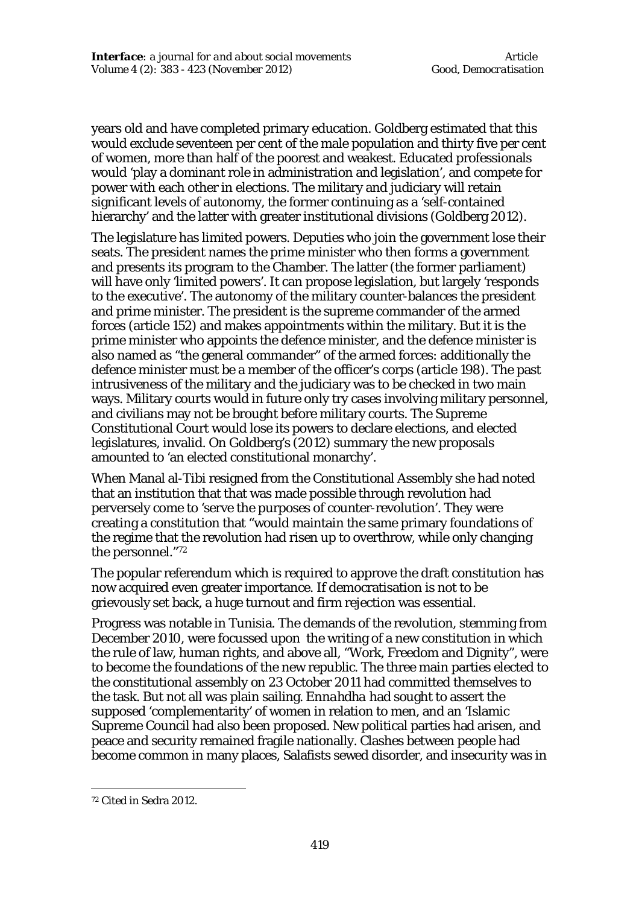years old and have completed primary education. Goldberg estimated that this would exclude seventeen per cent of the male population and thirty five per cent of women, more than half of the poorest and weakest. Educated professionals would 'play a dominant role in administration and legislation', and compete for power with each other in elections. The military and judiciary will retain significant levels of autonomy, the former continuing as a 'self-contained hierarchy' and the latter with greater institutional divisions (Goldberg 2012).

The legislature has limited powers. Deputies who join the government lose their seats. The president names the prime minister who then forms a government and presents its program to the Chamber. The latter (the former parliament) will have only 'limited powers'. It can propose legislation, but largely 'responds to the executive'. The autonomy of the military counter-balances the president and prime minister. The president is the supreme commander of the armed forces (article 152) and makes appointments within the military. But it is the prime minister who appoints the defence minister, and the defence minister is also named as "the general commander" of the armed forces: additionally the defence minister must be a member of the officer's corps (article 198). The past intrusiveness of the military and the judiciary was to be checked in two main ways. Military courts would in future only try cases involving military personnel, and civilians may not be brought before military courts. The Supreme Constitutional Court would lose its powers to declare elections, and elected legislatures, invalid. On Goldberg's (2012) summary the new proposals amounted to 'an elected constitutional monarchy'.

When Manal al-Tibi resigned from the Constitutional Assembly she had noted that an institution that that was made possible through revolution had perversely come to 'serve the purposes of counter-revolution'. They were creating a constitution that "would maintain the same primary foundations of the regime that the revolution had risen up to overthrow, while only changing the personnel."[72]

The popular referendum which is required to approve the draft constitution has now acquired even greater importance. If democratisation is not to be grievously set back, a huge turnout and firm rejection was essential.

Progress was notable in Tunisia. The demands of the revolution, stemming from December 2010, were focussed upon the writing of a new constitution in which the rule of law, human rights, and above all, "Work, Freedom and Dignity", were to become the foundations of the new republic. The three main parties elected to the constitutional assembly on 23 October 2011 had committed themselves to the task. But not all was plain sailing. *Ennahdha* had sought to assert the supposed 'complementarity' of women in relation to men, and an 'Islamic Supreme Council had also been proposed. New political parties had arisen, and peace and security remained fragile nationally. Clashes between people had become common in many places, Salafists sewed disorder, and insecurity was in

[72] Cited in Sedra 2012.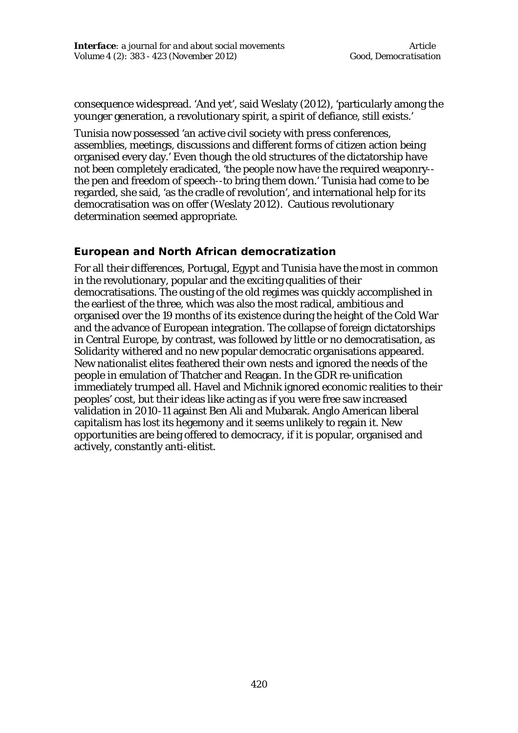consequence widespread. 'And yet', said Weslaty (2012), 'particularly among the younger generation, a revolutionary spirit, a spirit of defiance, still exists.'

Tunisia now possessed 'an active civil society with press conferences, assemblies, meetings, discussions and different forms of citizen action being organised every day.' Even though the old structures of the dictatorship have not been completely eradicated, 'the people now have the required weaponry--the pen and freedom of speech--to bring them down.' Tunisia had come to be regarded, she said, 'as the cradle of revolution', and international help for its democratisation was on offer (Weslaty 2012). Cautious revolutionary determination seemed appropriate.

## European and North African democratization

For all their differences, Portugal, Egypt and Tunisia have the most in common in the revolutionary, popular and the exciting qualities of their democratisations. The ousting of the old regimes was quickly accomplished in the earliest of the three, which was also the most radical, ambitious and organised over the 19 months of its existence during the height of the Cold War and the advance of European integration. The collapse of foreign dictatorships in Central Europe, by contrast, was followed by little or no democratisation, as Solidarity withered and no new popular democratic organisations appeared. New nationalist elites feathered their own nests and ignored the needs of the people in emulation of Thatcher and Reagan. In the GDR re-unification immediately trumped all. Havel and Michnik ignored economic realities to their peoples' cost, but their ideas like acting as if you were free saw increased validation in 2010-11 against Ben Ali and Mubarak. Anglo American liberal capitalism has lost its hegemony and it seems unlikely to regain it. New opportunities are being offered to democracy, if it is popular, organised and actively, constantly anti-elitist.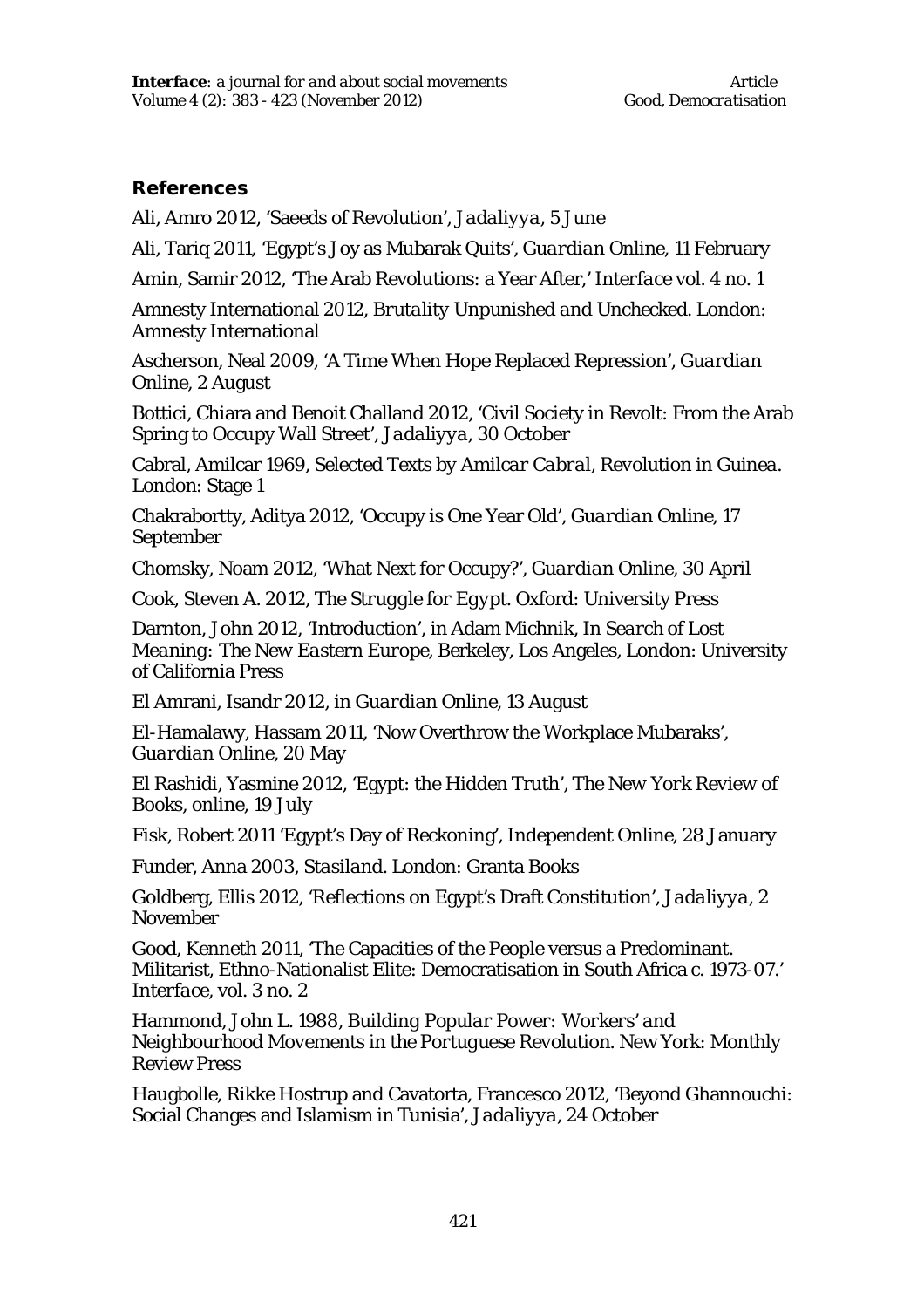## References

Ali, Amro 2012, 'Saeeds of Revolution', *Jadaliyya*, 5 June

Ali, Tariq 2011, 'Egypt's Joy as Mubarak Quits', *Guardian Online*, 11 February

Amin, Samir 2012, 'The Arab Revolutions: a Year After,' *Interface* vol. 4 no. 1

Amnesty International 2012, *Brutality Unpunished and Unchecked*. London: Amnesty International

Ascherson, Neal 2009, 'A Time When Hope Replaced Repression', *Guardian Online*, 2 August

Bottici, Chiara and Benoit Challand 2012, 'Civil Society in Revolt: From the Arab Spring to Occupy Wall Street', *Jadaliyya*, 30 October

Cabral, Amilcar 1969, Selected Texts by *Amilcar Cabral*, Revolution in Guinea. London: Stage 1

Chakrabortty, Aditya 2012, 'Occupy is One Year Old', *Guardian Online*, 17 September

Chomsky, Noam 2012, 'What Next for Occupy?', *Guardian Online*, 30 April

Cook, Steven A. 2012, *The Struggle for Egypt*. Oxford: University Press

Darnton, John 2012, 'Introduction', in Adam Michnik, *In Search of Lost Meaning: The New Eastern Europe*, Berkeley, Los Angeles, London: University of California Press

El Amrani, Isandr 2012, in *Guardian Online*, 13 August

El-Hamalawy, Hassam 2011, 'Now Overthrow the Workplace Mubaraks', *Guardian Online*, 20 May

El Rashidi, Yasmine 2012, 'Egypt: the Hidden Truth', *The New York Review of Books*, online, 19 July

Fisk, Robert 2011 'Egypt's Day of Reckoning', Independent Online, 28 January

Funder, Anna 2003, *Stasiland*. London: Granta Books

Goldberg, Ellis 2012, 'Reflections on Egypt's Draft Constitution', *Jadaliyya*, 2 November

Good, Kenneth 2011, 'The Capacities of the People versus a Predominant. Militarist, Ethno-Nationalist Elite: Democratisation in South Africa c. 1973-07.' *Interface*, vol. 3 no. 2

Hammond, John L. 1988, *Building Popular Power: Workers' and Neighbourhood Movements in the Portuguese Revolution*. New York: Monthly Review Press

Haugbolle, Rikke Hostrup and Cavatorta, Francesco 2012, 'Beyond Ghannouchi: Social Changes and Islamism in Tunisia', *Jadaliyya*, 24 October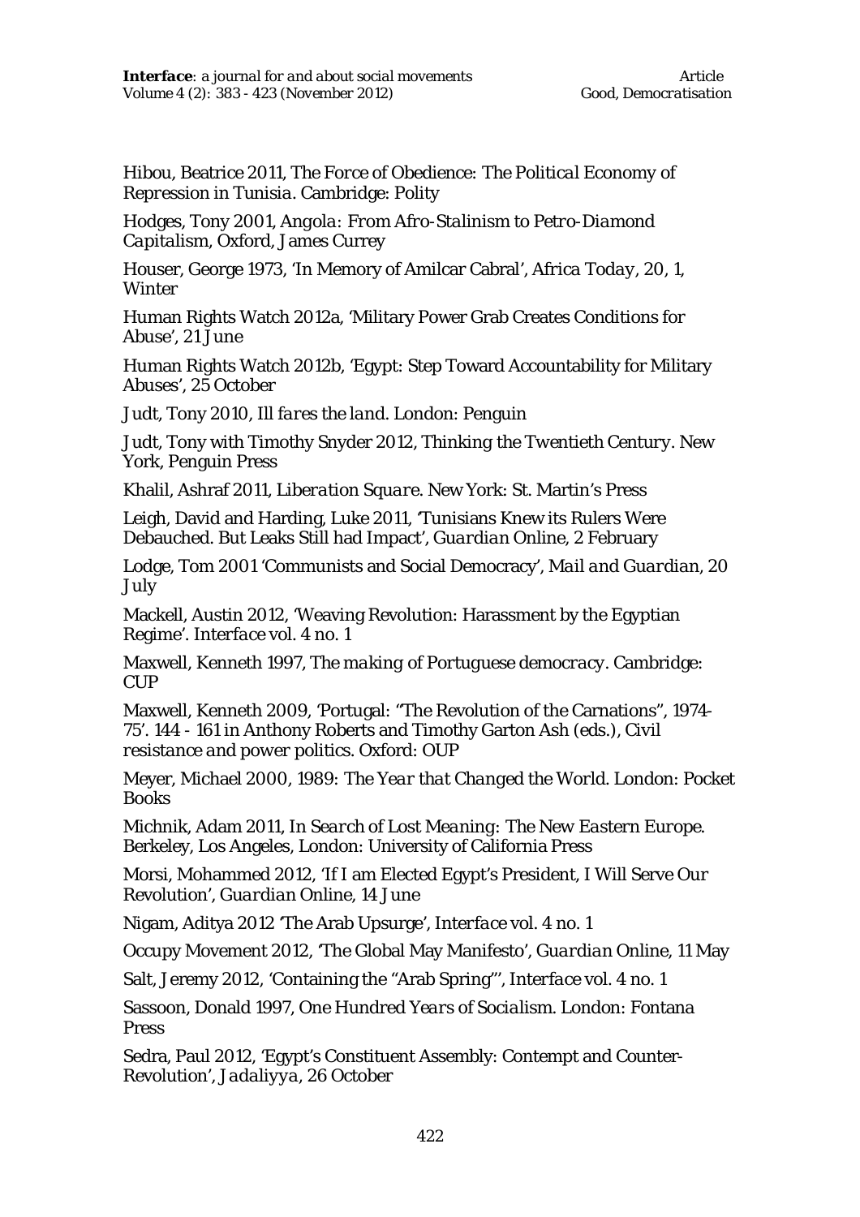Hibou, Beatrice 2011, *The Force of Obedience: The Political Economy of Repression in Tunisia*. Cambridge: Polity

Hodges, Tony 2001, *Angola: From Afro-Stalinism to Petro-Diamond Capitalism*, Oxford, James Currey

Houser, George 1973, 'In Memory of Amilcar Cabral', *Africa Today*, 20, 1, Winter

Human Rights Watch 2012a, 'Military Power Grab Creates Conditions for Abuse', 21 June

Human Rights Watch 2012b, 'Egypt: Step Toward Accountability for Military Abuses', 25 October

Judt, Tony 2010, *Ill fares the land*. London: Penguin

Judt, Tony with Timothy Snyder 2012, *Thinking the Twentieth Century*. New York, Penguin Press

Khalil, Ashraf 2011, *Liberation Square*. New York: St. Martin's Press

Leigh, David and Harding, Luke 2011, 'Tunisians Knew its Rulers Were Debauched. But Leaks Still had Impact', *Guardian Online*, 2 February

Lodge, Tom 2001 'Communists and Social Democracy', *Mail and Guardian*, 20 July

Mackell, Austin 2012, 'Weaving Revolution: Harassment by the Egyptian Regime'. *Interface* vol. 4 no. 1

Maxwell, Kenneth 1997, *The making of Portuguese democracy*. Cambridge: CUP

Maxwell, Kenneth 2009, 'Portugal: "The Revolution of the Carnations", 1974-75'. 144 - 161 in Anthony Roberts and Timothy Garton Ash (eds.), *Civil resistance and power politics*. Oxford: OUP

Meyer, Michael 2000, *1989: The Year that Changed the World*. London: Pocket Books

Michnik, Adam 2011, *In Search of Lost Meaning: The New Eastern Europe*. Berkeley, Los Angeles, London: University of California Press

Morsi, Mohammed 2012, 'If I am Elected Egypt's President, I Will Serve Our Revolution', *Guardian Online*, 14 June

Nigam, Aditya 2012 'The Arab Upsurge', *Interface* vol. 4 no. 1

Occupy Movement 2012, 'The Global May Manifesto', *Guardian Online*, 11 May

Salt, Jeremy 2012, 'Containing the "Arab Spring"', *Interface* vol. 4 no. 1

Sassoon, Donald 1997, *One Hundred Years of Socialism*. London: Fontana Press

Sedra, Paul 2012, 'Egypt's Constituent Assembly: Contempt and Counter-Revolution', *Jadaliyya*, 26 October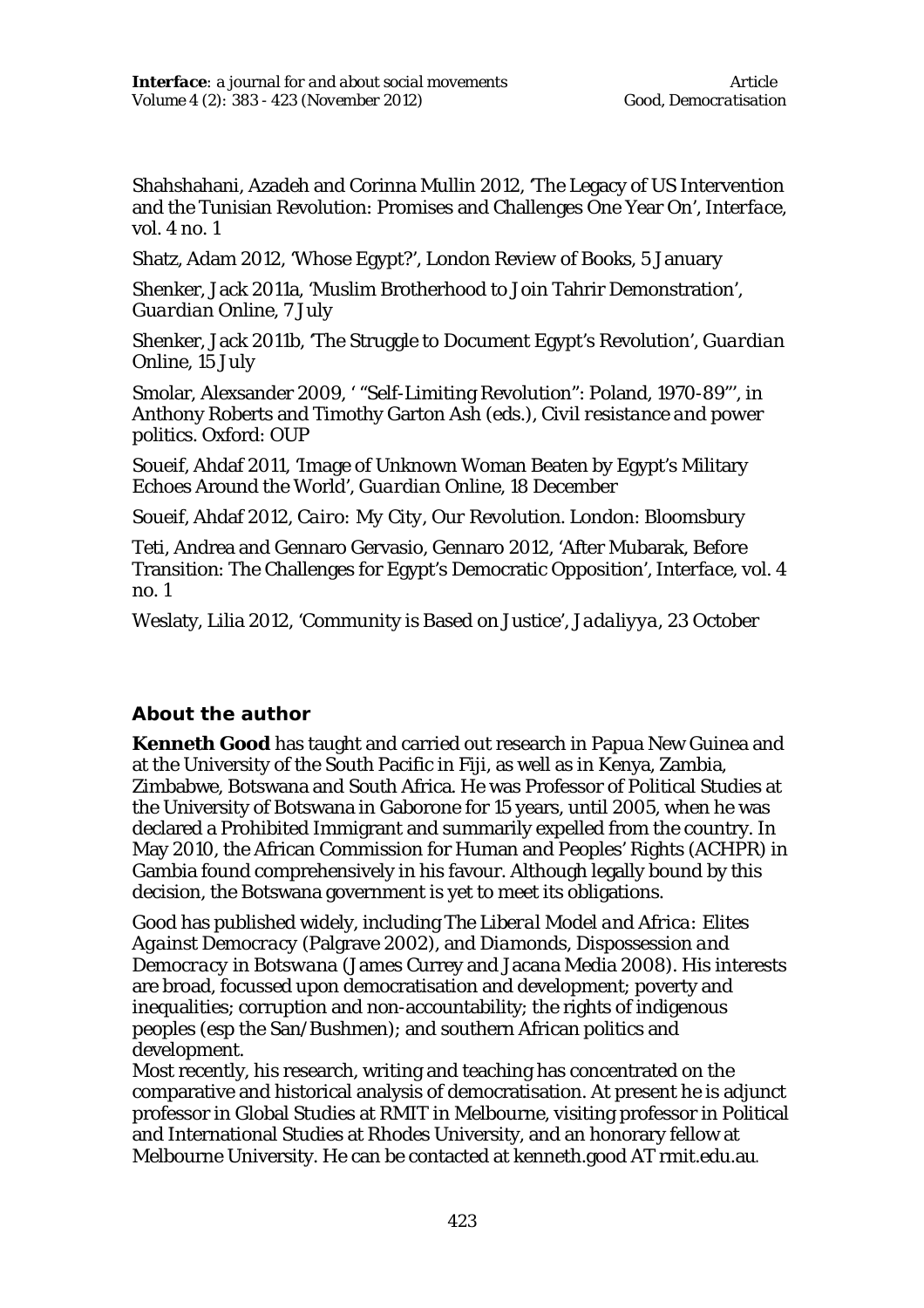Shahshahani, Azadeh and Corinna Mullin 2012, 'The Legacy of US Intervention and the Tunisian Revolution: Promises and Challenges One Year On', *Interface*, vol. 4 no. 1

Shatz, Adam 2012, 'Whose Egypt?', London Review of Books, 5 January

Shenker, Jack 2011a, 'Muslim Brotherhood to Join Tahrir Demonstration', *Guardian Online*, 7 July

Shenker, Jack 2011b, 'The Struggle to Document Egypt's Revolution', *Guardian Online*, 15 July

Smolar, Alexsander 2009, ' "Self-Limiting Revolution": Poland, 1970-89"', in Anthony Roberts and Timothy Garton Ash (eds.), *Civil resistance and power politics*. Oxford: OUP

Soueif, Ahdaf 2011, 'Image of Unknown Woman Beaten by Egypt's Military Echoes Around the World', *Guardian Online*, 18 December

Soueif, Ahdaf 2012, *Cairo: My City, Our Revolution*. London: Bloomsbury

Teti, Andrea and Gennaro Gervasio, Gennaro 2012, 'After Mubarak, Before Transition: The Challenges for Egypt's Democratic Opposition', *Interface*, vol. 4 no. 1

Weslaty, Lilia 2012, 'Community is Based on Justice', *Jadaliyya*, 23 October

## About the author

**Kenneth Good** has taught and carried out research in Papua New Guinea and at the University of the South Pacific in Fiji, as well as in Kenya, Zambia, Zimbabwe, Botswana and South Africa. He was Professor of Political Studies at the University of Botswana in Gaborone for 15 years, until 2005, when he was declared a Prohibited Immigrant and summarily expelled from the country. In May 2010, the African Commission for Human and Peoples' Rights (ACHPR) in Gambia found comprehensively in his favour. Although legally bound by this decision, the Botswana government is yet to meet its obligations.

Good has published widely, including *The Liberal Model and Africa: Elites Against Democracy* (Palgrave 2002), and *Diamonds, Dispossession and Democracy in Botswana* (James Currey and Jacana Media 2008). His interests are broad, focussed upon democratisation and development; poverty and inequalities; corruption and non-accountability; the rights of indigenous peoples (esp the San/Bushmen); and southern African politics and development.

Most recently, his research, writing and teaching has concentrated on the comparative and historical analysis of democratisation. At present he is adjunct professor in Global Studies at RMIT in Melbourne, visiting professor in Political and International Studies at Rhodes University, and an honorary fellow at Melbourne University. He can be contacted at kenneth.good AT rmit.edu.au.